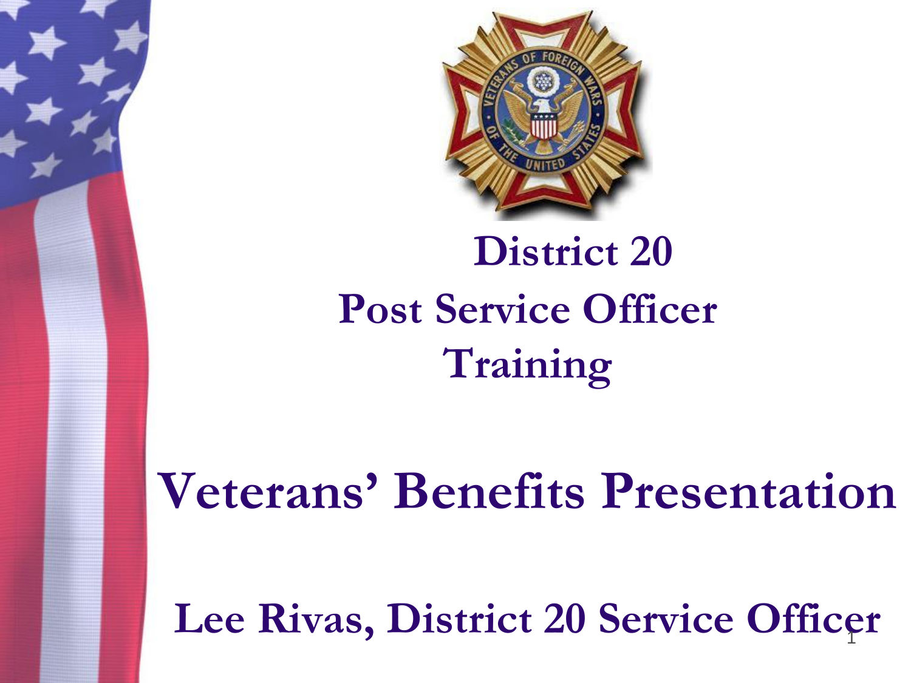# District 20
# Post Service Officer Training

# Veterans' Benefits Presentation

## Lee Rivas, District 20 Service Officer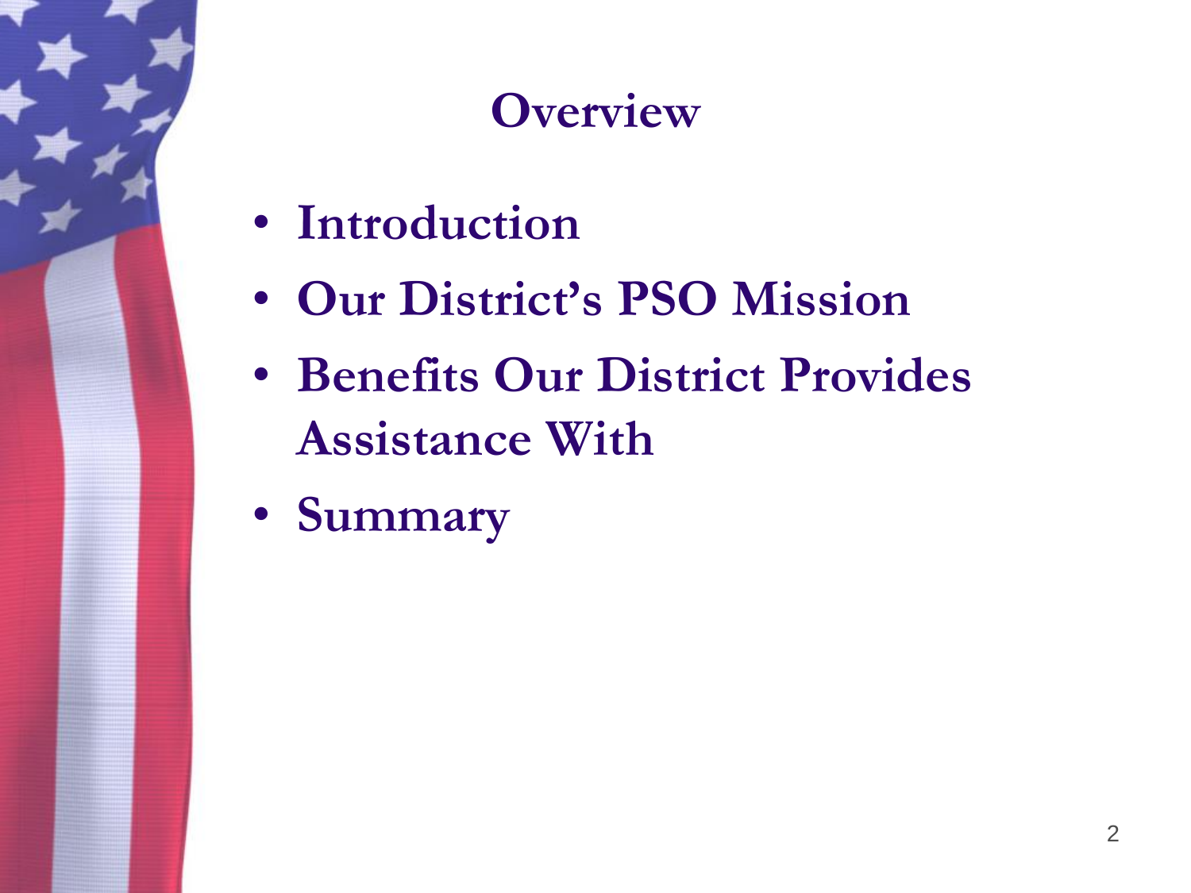# Overview

- **Introduction**
- **Our District's PSO Mission**
- **Benefits Our District Provides Assistance With**
- **Summary**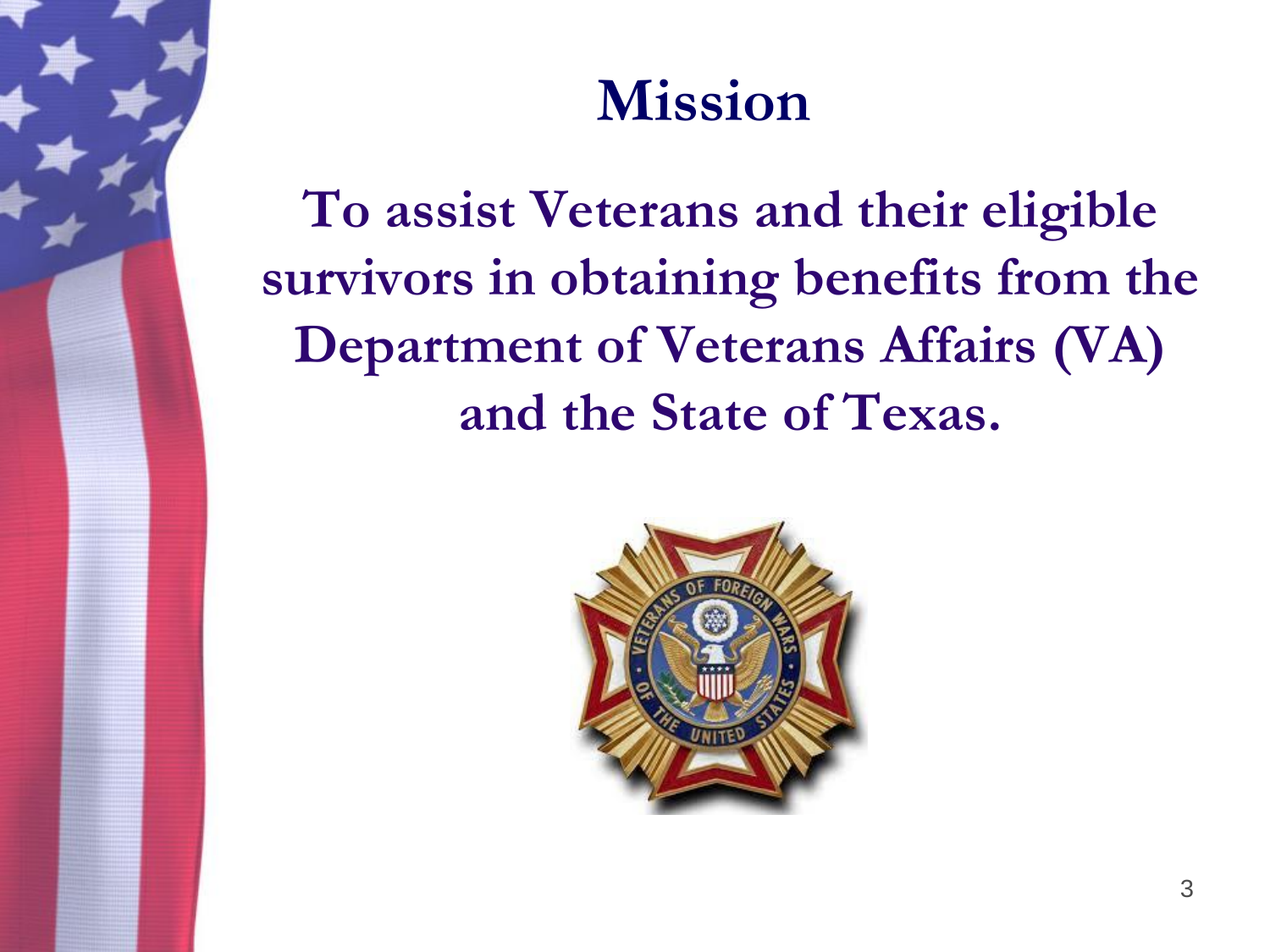# Mission

**To assist Veterans and their eligible survivors in obtaining benefits from the Department of Veterans Affairs (VA) and the State of Texas.**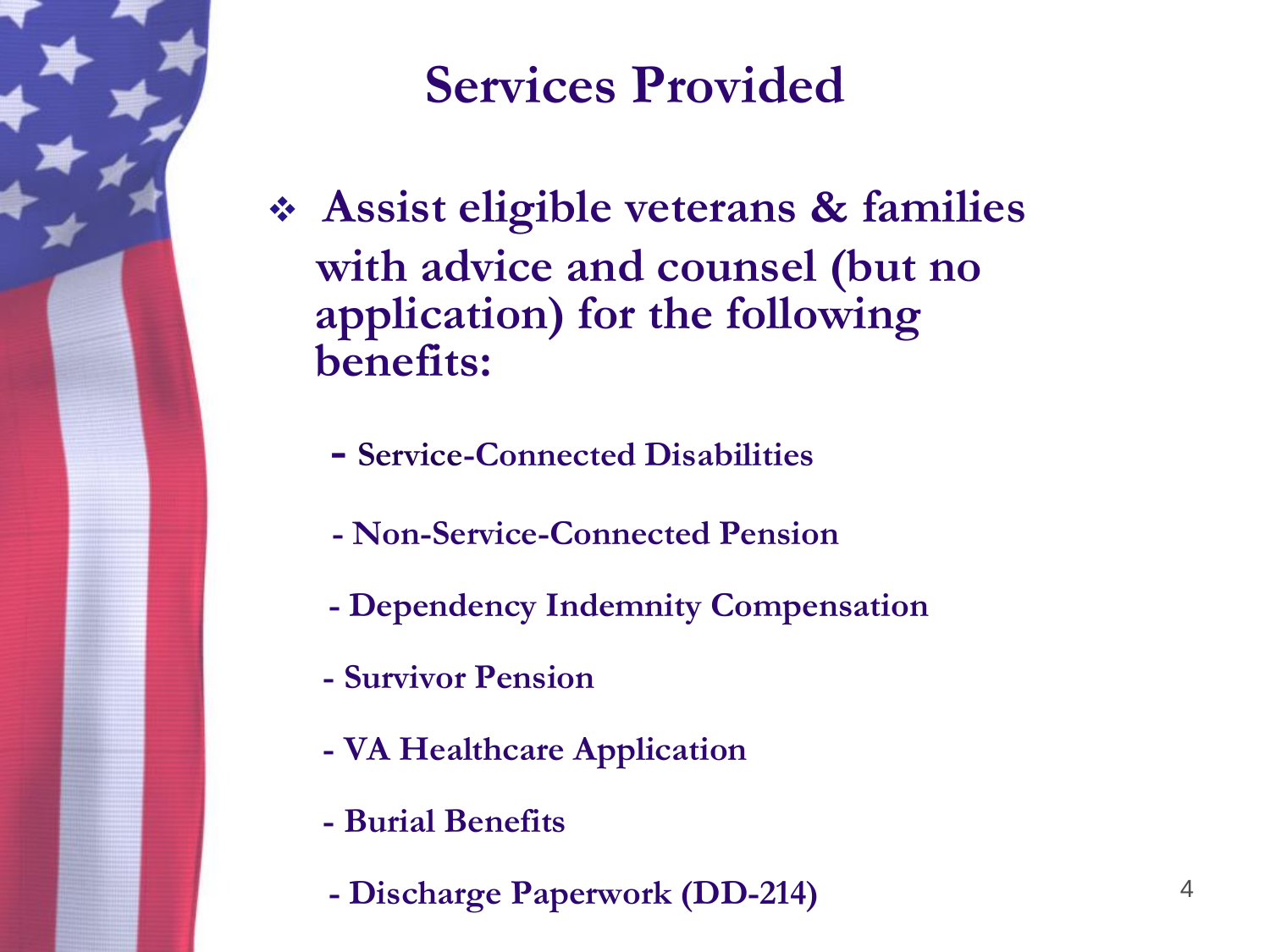# Services Provided

- Assist eligible veterans & families with advice and counsel (but no application) for the following benefits:
  - Service-Connected Disabilities
  - Non-Service-Connected Pension
  - Dependency Indemnity Compensation
  - Survivor Pension
  - VA Healthcare Application
  - Burial Benefits
  - Discharge Paperwork (DD-214)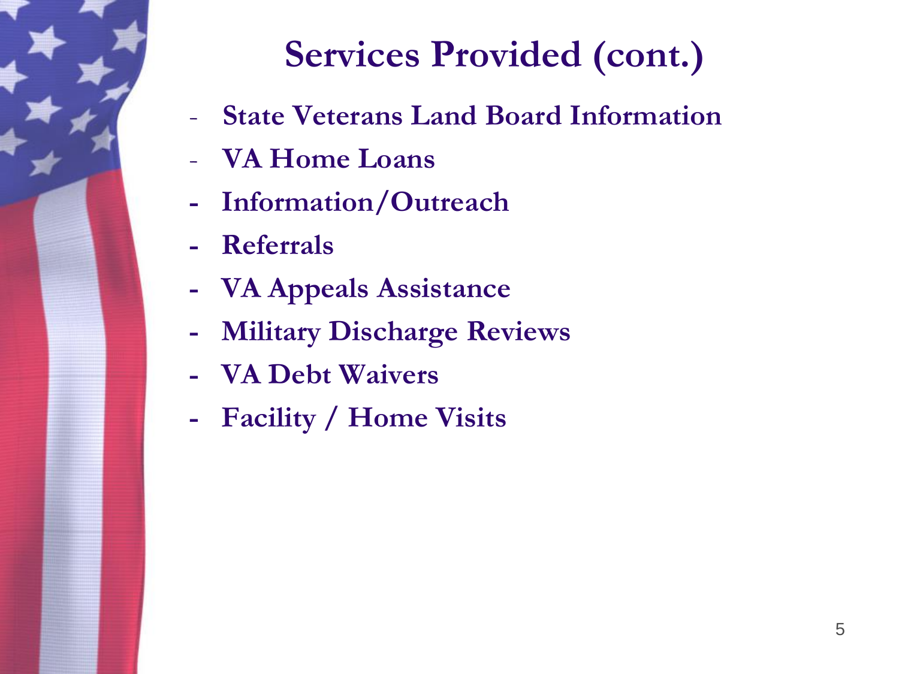# Services Provided (cont.)

- State Veterans Land Board Information
- VA Home Loans
- Information/Outreach
- Referrals
- VA Appeals Assistance
- Military Discharge Reviews
- VA Debt Waivers
- Facility / Home Visits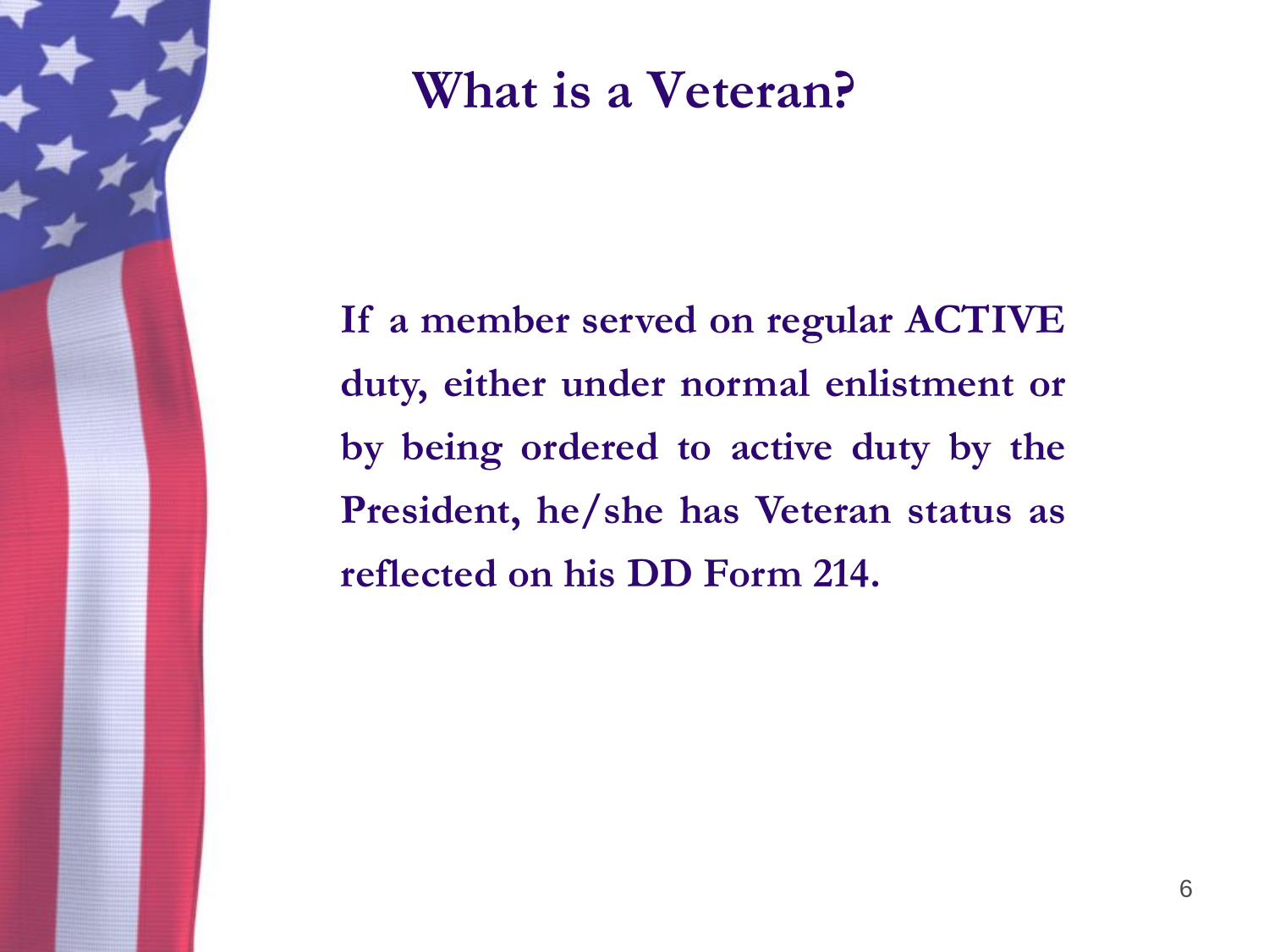# What is a Veteran?

**If a member served on regular ACTIVE duty, either under normal enlistment or by being ordered to active duty by the President, he/she has Veteran status as reflected on his DD Form 214.**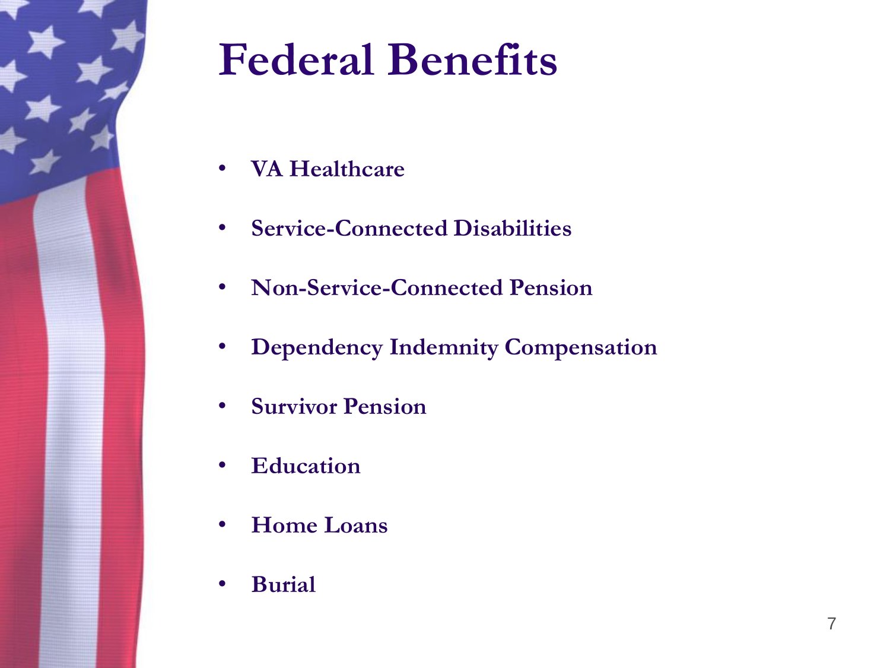# Federal Benefits

- **VA Healthcare**
- **Service-Connected Disabilities**
- **Non-Service-Connected Pension**
- **Dependency Indemnity Compensation**
- **Survivor Pension**
- **Education**
- **Home Loans**
- **Burial**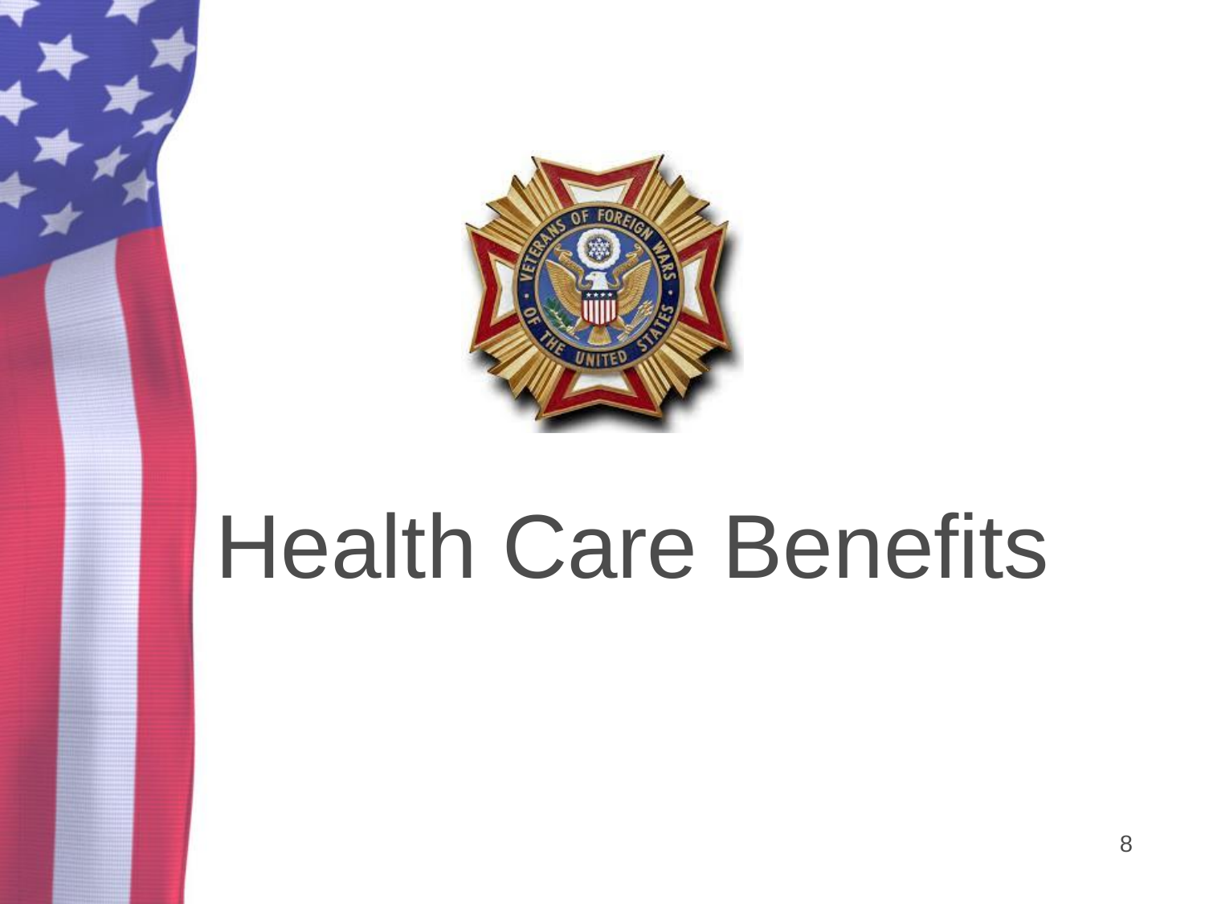# Health Care Benefits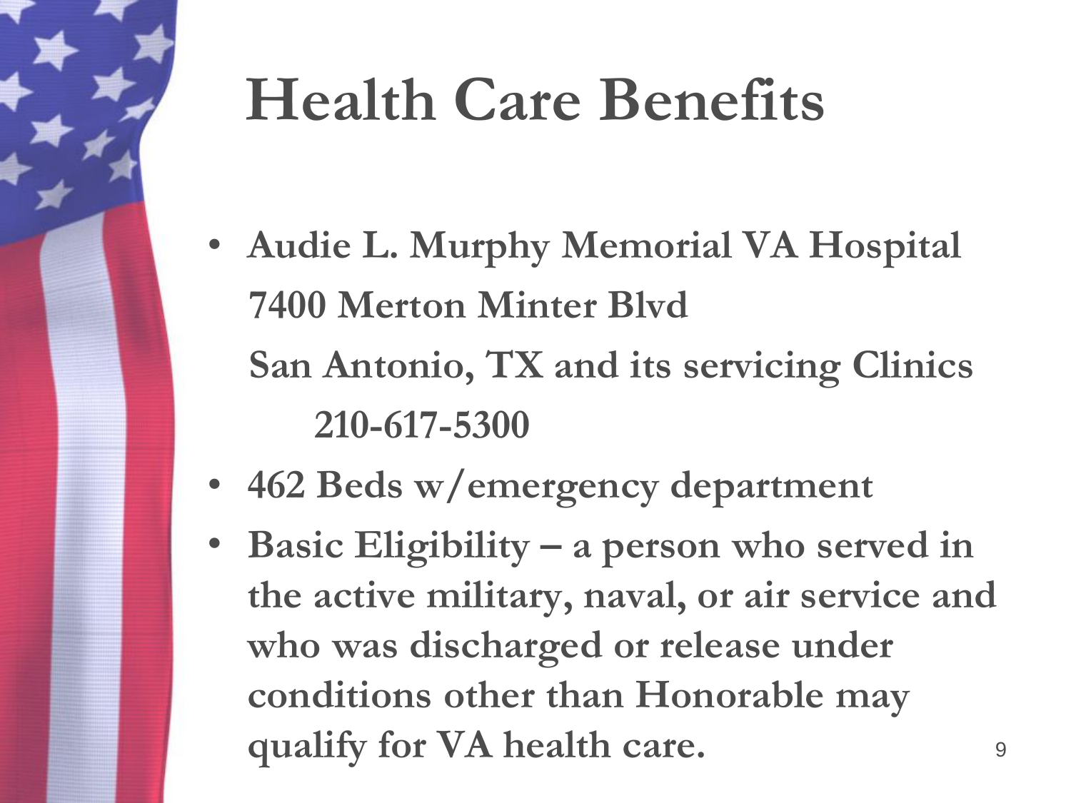# Health Care Benefits

- **Audie L. Murphy Memorial VA Hospital 7400 Merton Minter Blvd San Antonio, TX and its servicing Clinics 210-617-5300**
- **462 Beds w/emergency department**
- **Basic Eligibility – a person who served in the active military, naval, or air service and who was discharged or release under conditions other than Honorable may qualify for VA health care.**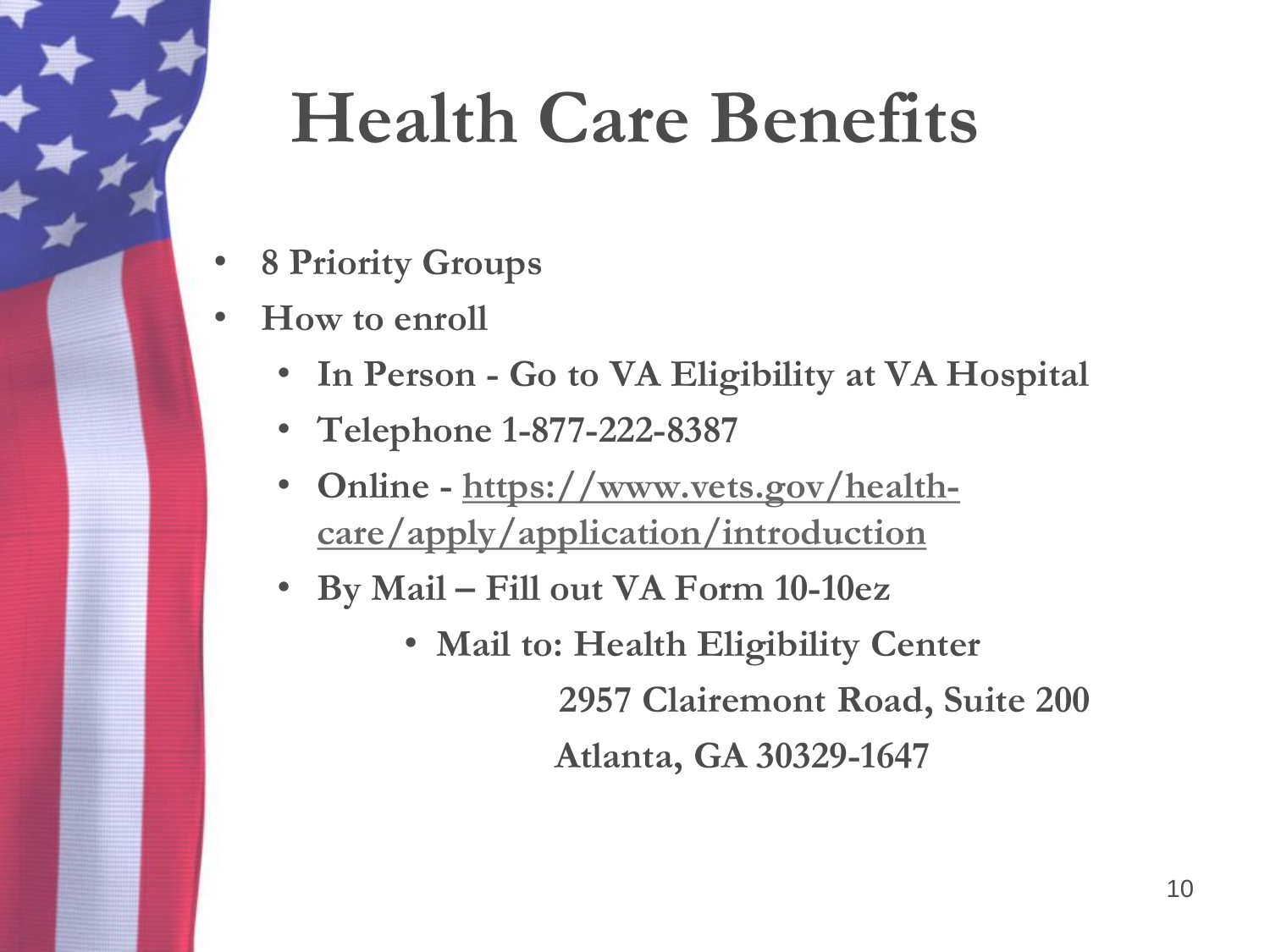# Health Care Benefits

- **8 Priority Groups**
- **How to enroll**
  - **In Person - Go to VA Eligibility at VA Hospital**
  - **Telephone 1-877-222-8387**
  - **Online - https://www.vets.gov/health-care/apply/application/introduction**
  - **By Mail – Fill out VA Form 10-10ez**
    - **Mail to: Health Eligibility Center**
      **2957 Clairemont Road, Suite 200**
      **Atlanta, GA 30329-1647**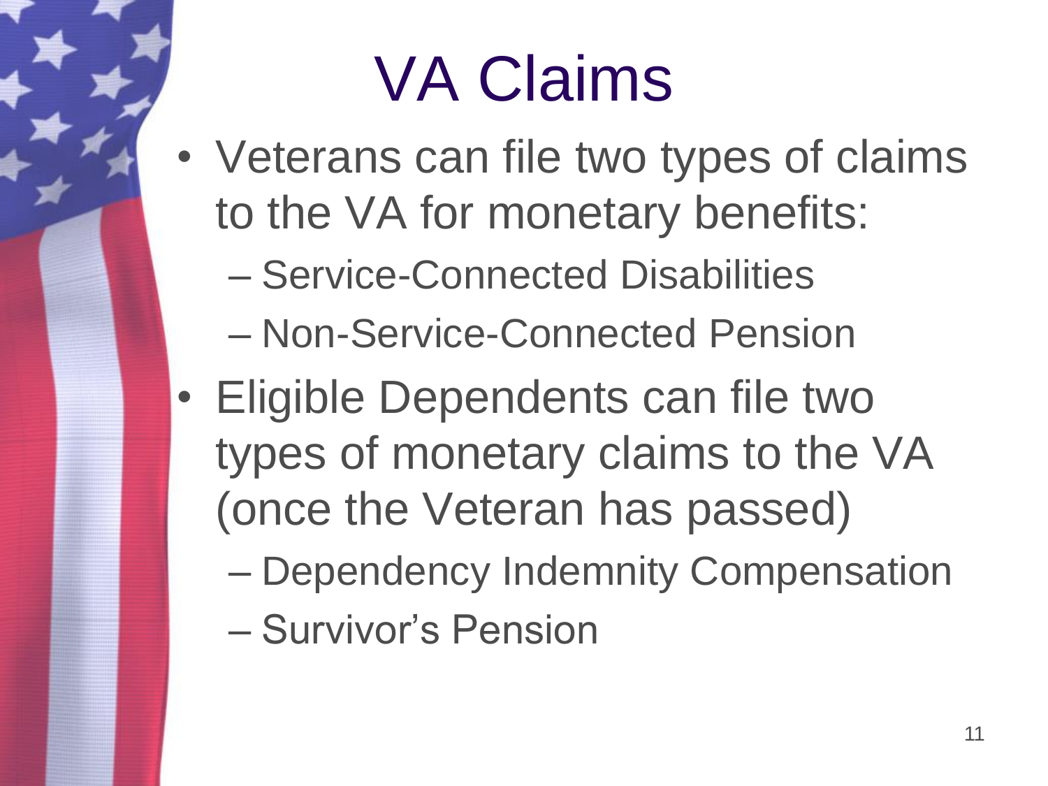# VA Claims

- Veterans can file two types of claims to the VA for monetary benefits:
  - Service-Connected Disabilities
  - Non-Service-Connected Pension
- Eligible Dependents can file two types of monetary claims to the VA (once the Veteran has passed)
  - Dependency Indemnity Compensation
  - Survivor's Pension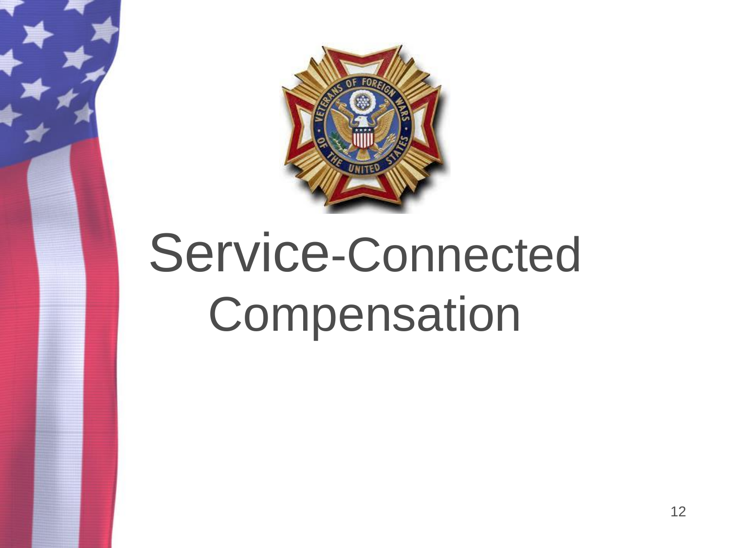# Service-Connected Compensation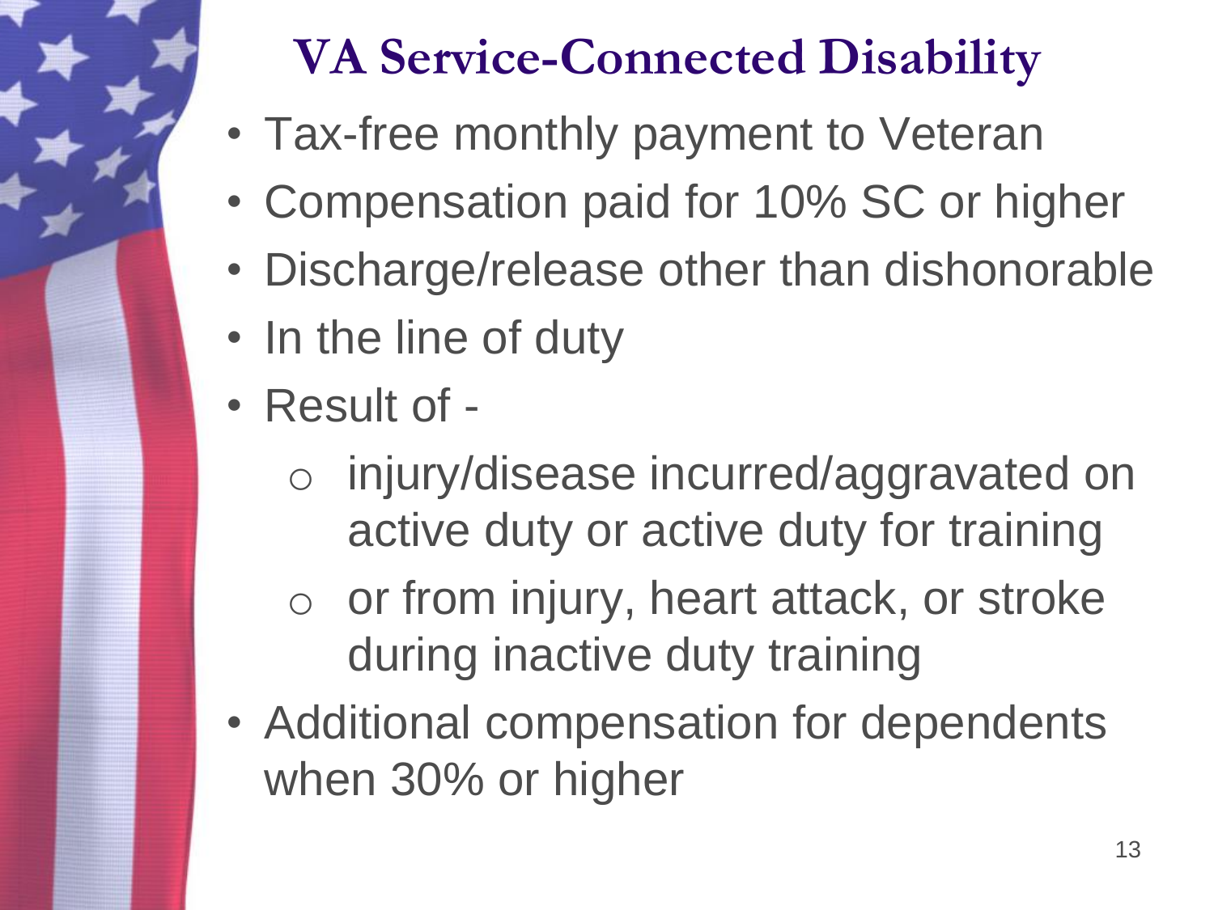# VA Service-Connected Disability

- Tax-free monthly payment to Veteran
- Compensation paid for 10% SC or higher
- Discharge/release other than dishonorable
- In the line of duty
- Result of -
  - injury/disease incurred/aggravated on active duty or active duty for training
  - or from injury, heart attack, or stroke during inactive duty training
- Additional compensation for dependents when 30% or higher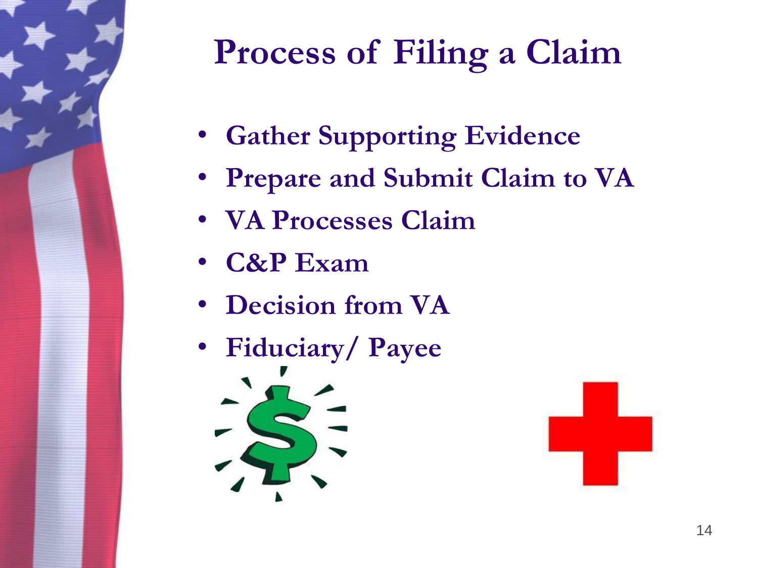# Process of Filing a Claim

- Gather Supporting Evidence
- Prepare and Submit Claim to VA
- VA Processes Claim
- C&P Exam
- Decision from VA
- Fiduciary/ Payee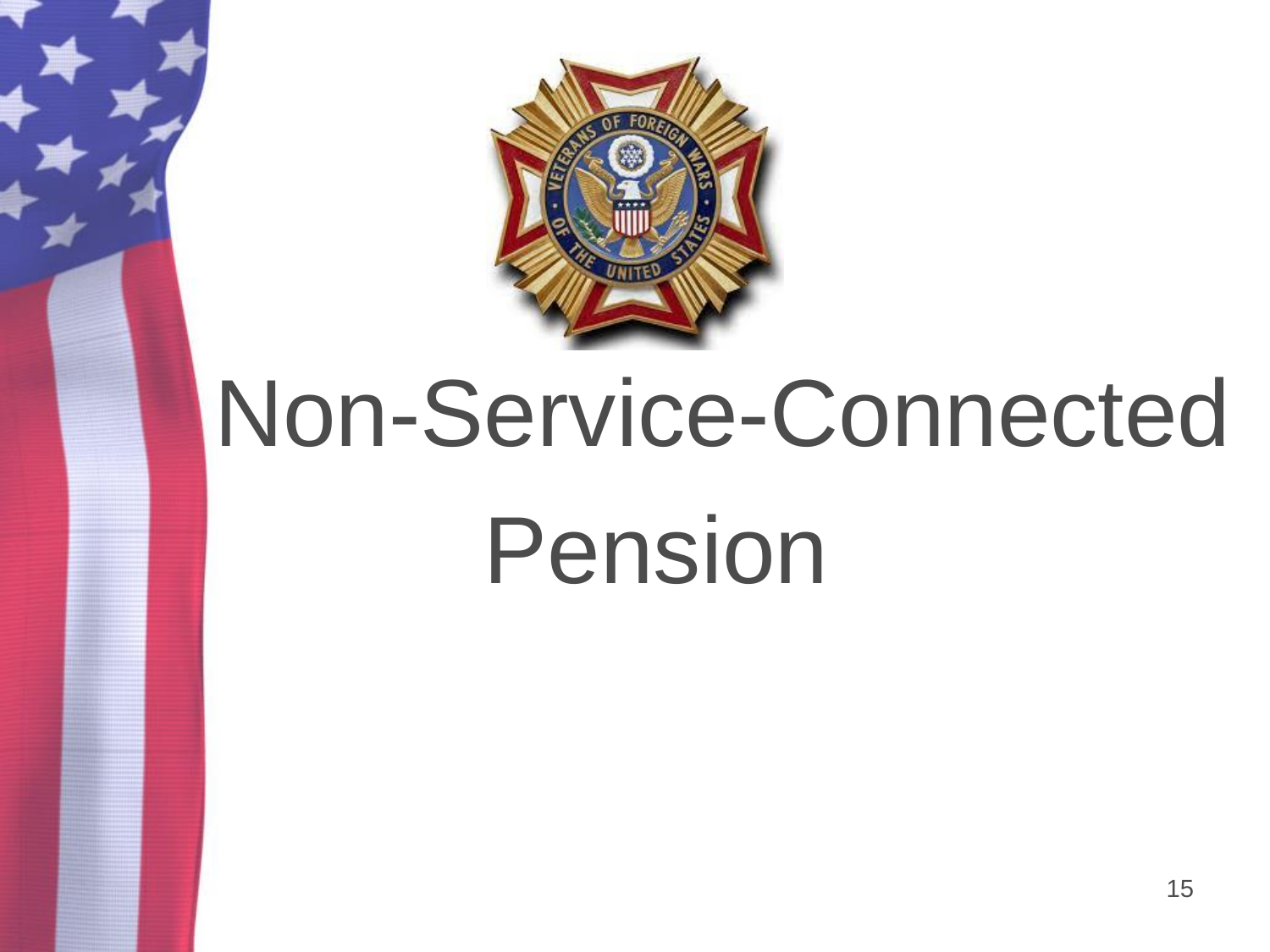# Non-Service-Connected Pension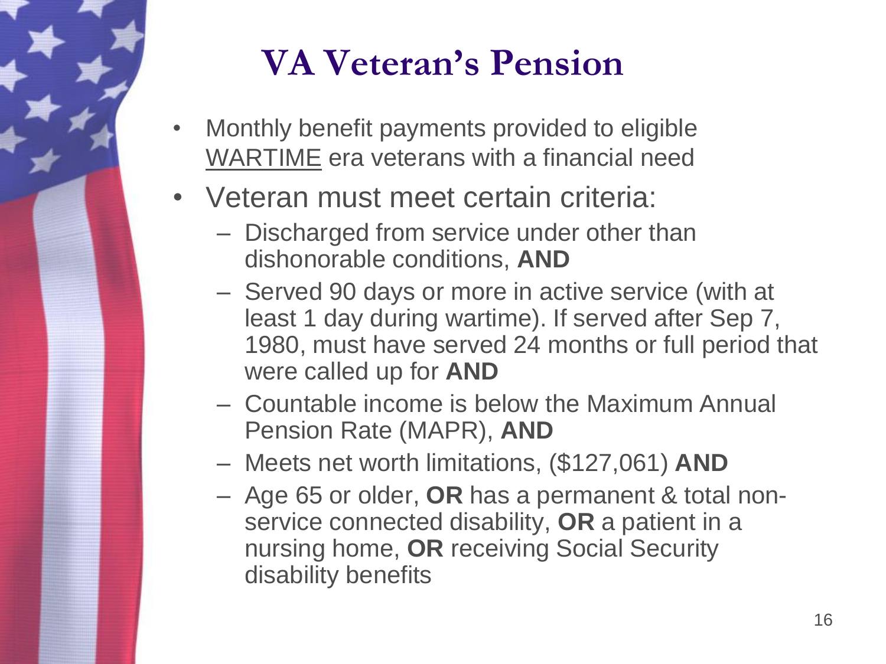# VA Veteran's Pension

- Monthly benefit payments provided to eligible WARTIME era veterans with a financial need
- Veteran must meet certain criteria:
  - Discharged from service under other than dishonorable conditions, **AND**
  - Served 90 days or more in active service (with at least 1 day during wartime). If served after Sep 7, 1980, must have served 24 months or full period that were called up for **AND**
  - Countable income is below the Maximum Annual Pension Rate (MAPR), **AND**
  - Meets net worth limitations, ($127,061) **AND**
  - Age 65 or older, **OR** has a permanent & total non-service connected disability, **OR** a patient in a nursing home, **OR** receiving Social Security disability benefits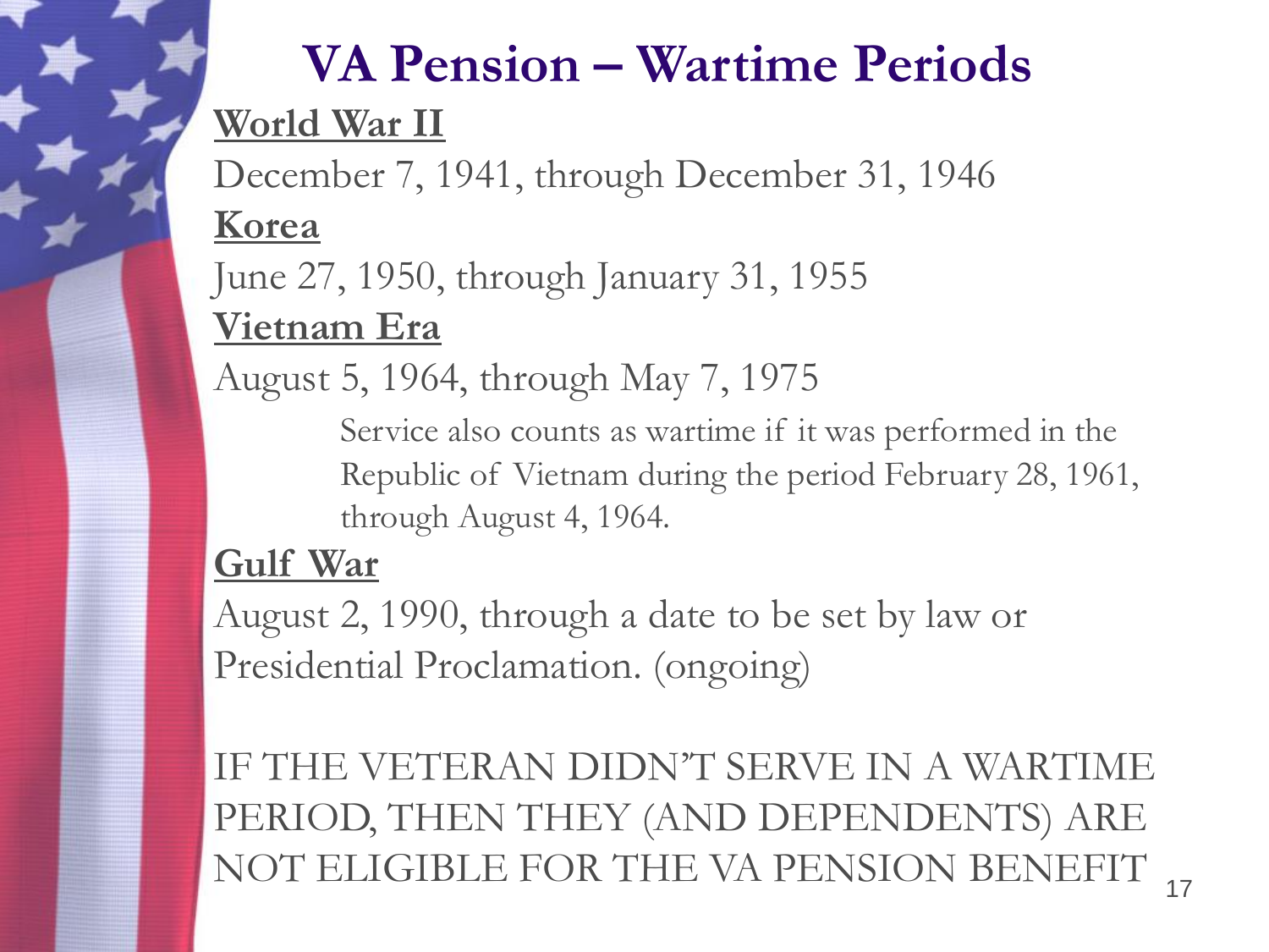# VA Pension – Wartime Periods

**World War II**

December 7, 1941, through December 31, 1946

**Korea**

June 27, 1950, through January 31, 1955

**Vietnam Era**

August 5, 1964, through May 7, 1975

> Service also counts as wartime if it was performed in the Republic of Vietnam during the period February 28, 1961, through August 4, 1964.

**Gulf War**

August 2, 1990, through a date to be set by law or Presidential Proclamation. (ongoing)

IF THE VETERAN DIDN'T SERVE IN A WARTIME PERIOD, THEN THEY (AND DEPENDENTS) ARE NOT ELIGIBLE FOR THE VA PENSION BENEFIT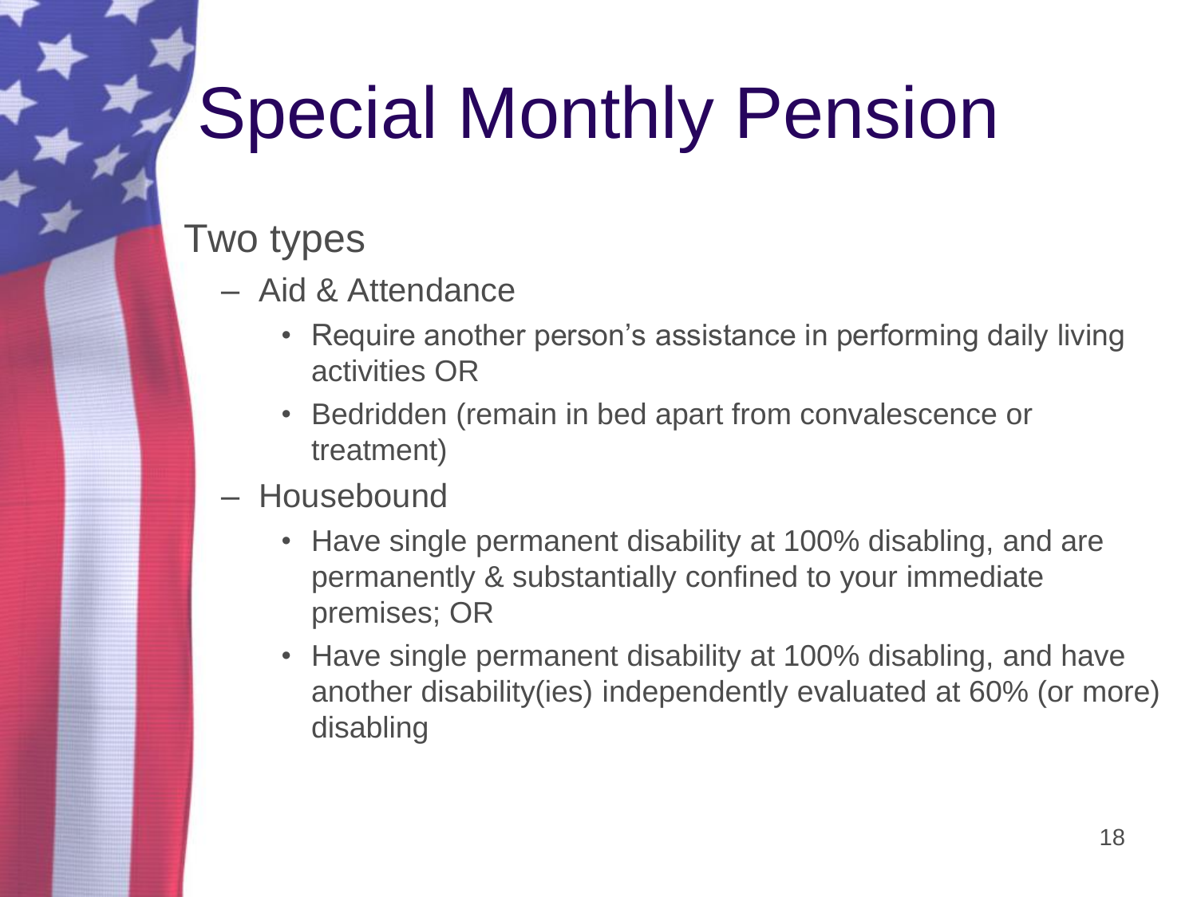# Special Monthly Pension

Two types

- Aid & Attendance
  - Require another person's assistance in performing daily living activities OR
  - Bedridden (remain in bed apart from convalescence or treatment)
- Housebound
  - Have single permanent disability at 100% disabling, and are permanently & substantially confined to your immediate premises; OR
  - Have single permanent disability at 100% disabling, and have another disability(ies) independently evaluated at 60% (or more) disabling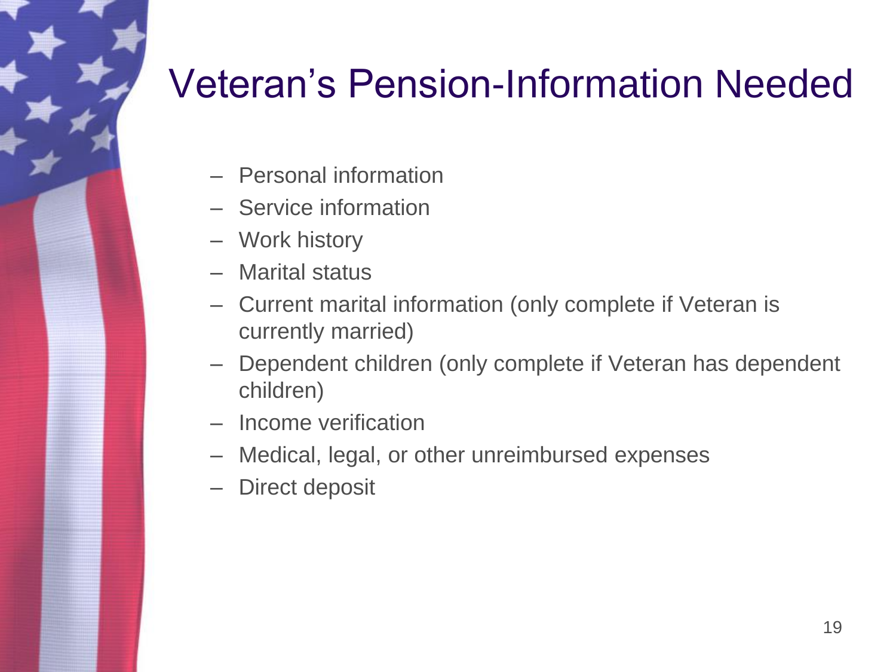# Veteran's Pension-Information Needed

- Personal information
- Service information
- Work history
- Marital status
- Current marital information (only complete if Veteran is currently married)
- Dependent children (only complete if Veteran has dependent children)
- Income verification
- Medical, legal, or other unreimbursed expenses
- Direct deposit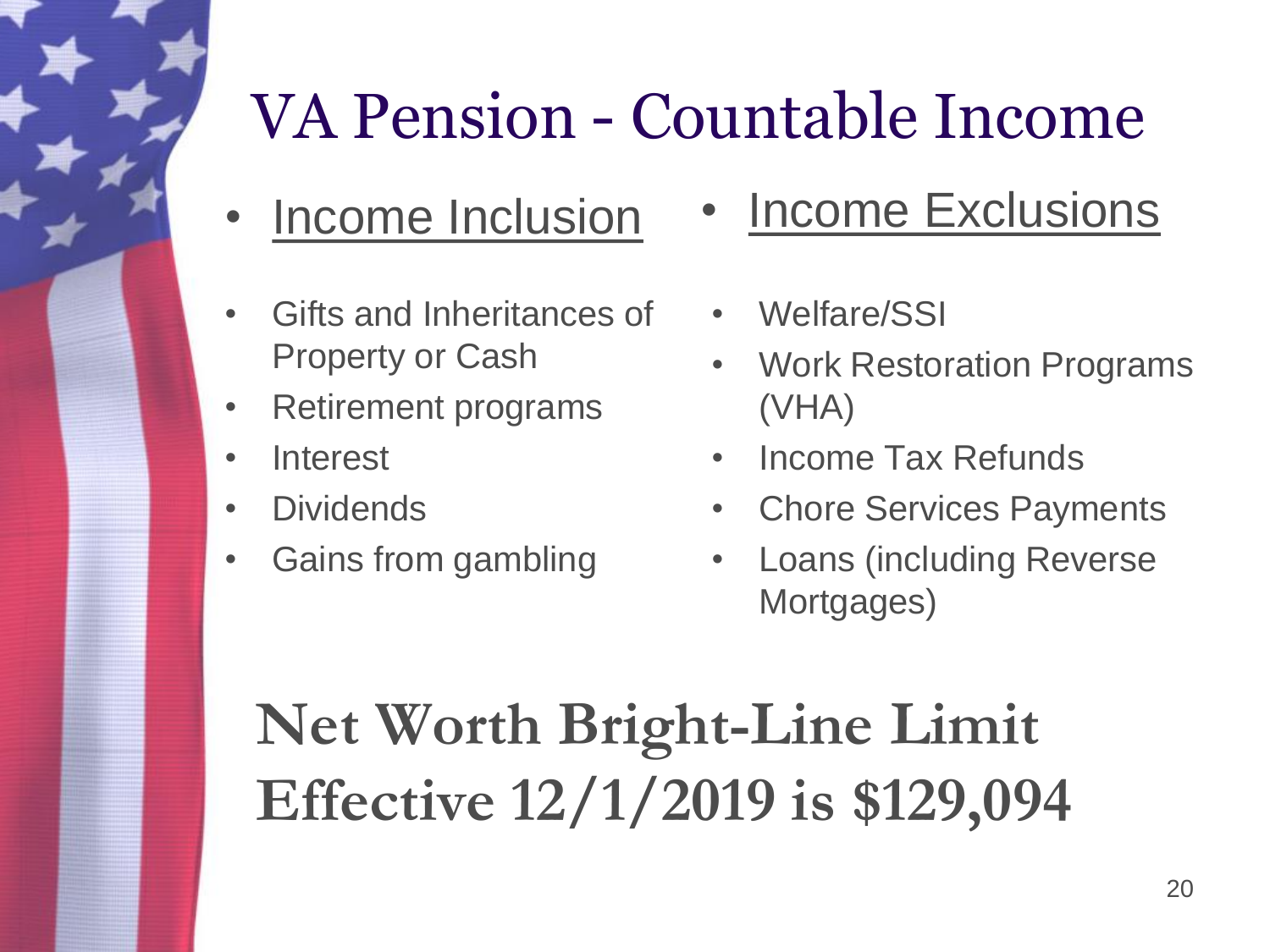# VA Pension - Countable Income

- Income Inclusion
  - Gifts and Inheritances of Property or Cash
  - Retirement programs
  - Interest
  - Dividends
  - Gains from gambling

- Income Exclusions
  - Welfare/SSI
  - Work Restoration Programs (VHA)
  - Income Tax Refunds
  - Chore Services Payments
  - Loans (including Reverse Mortgages)

**Net Worth Bright-Line Limit Effective 12/1/2019 is $129,094**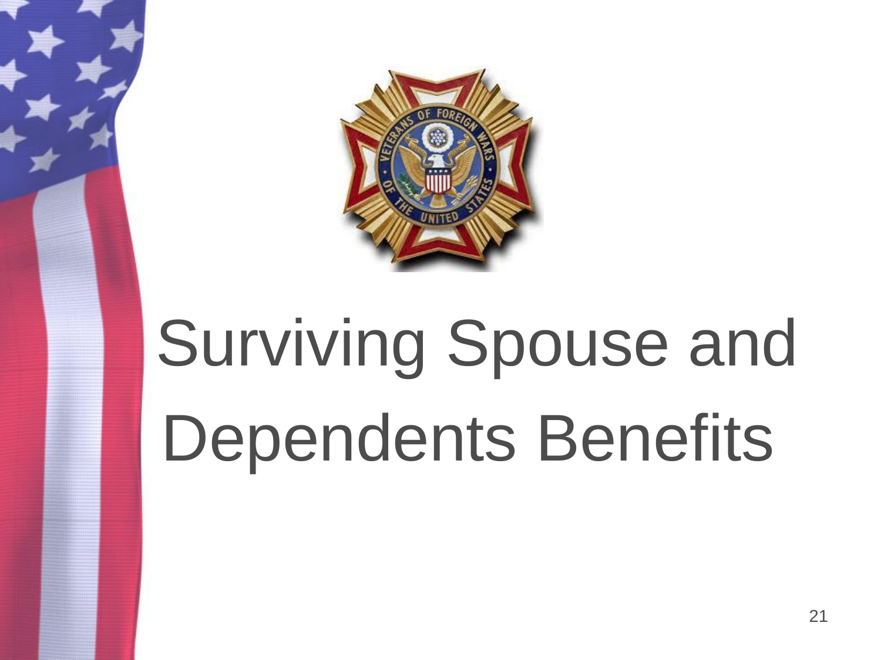# Surviving Spouse and Dependents Benefits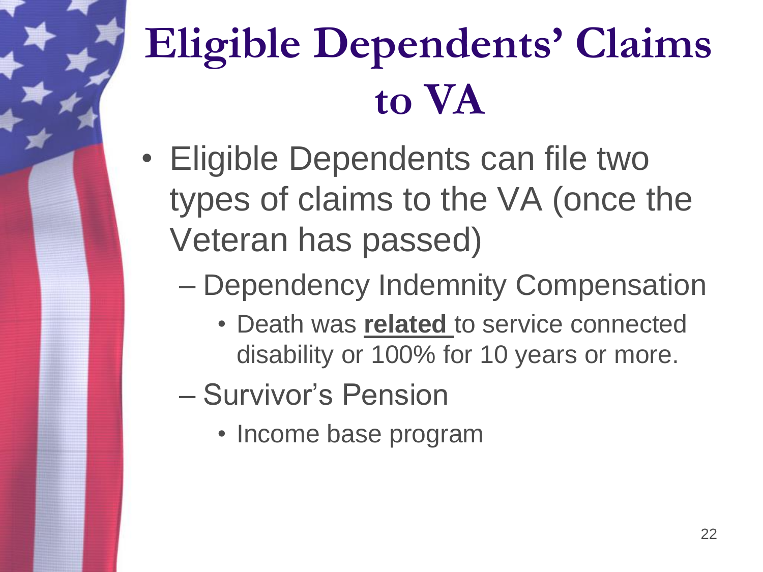# Eligible Dependents' Claims to VA

- Eligible Dependents can file two types of claims to the VA (once the Veteran has passed)
  - Dependency Indemnity Compensation
    - Death was **<u>related</u>** to service connected disability or 100% for 10 years or more.
  - Survivor's Pension
    - Income base program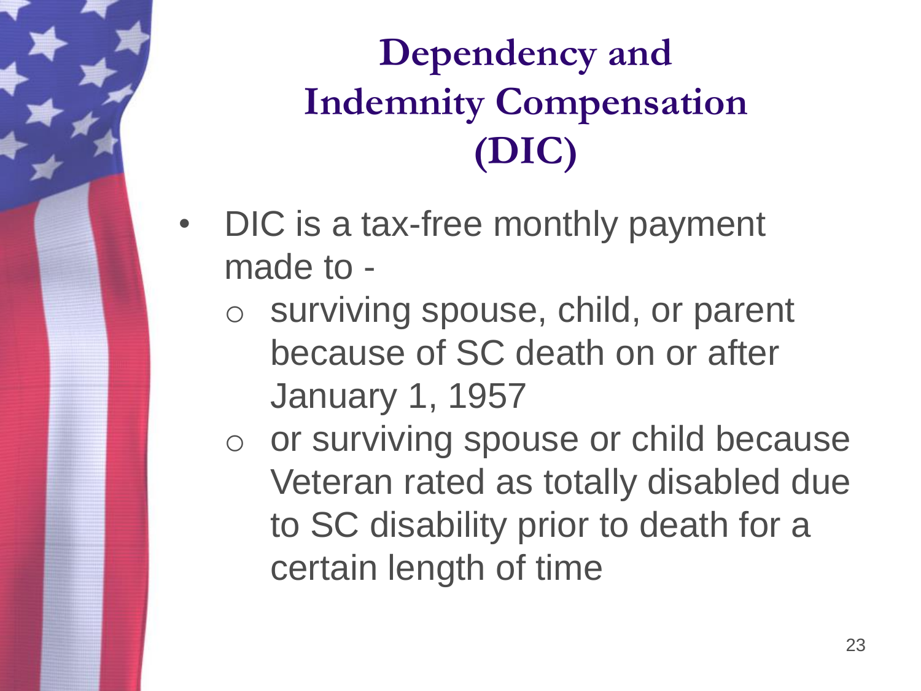# Dependency and Indemnity Compensation (DIC)

- DIC is a tax-free monthly payment made to -
  - surviving spouse, child, or parent because of SC death on or after January 1, 1957
  - or surviving spouse or child because Veteran rated as totally disabled due to SC disability prior to death for a certain length of time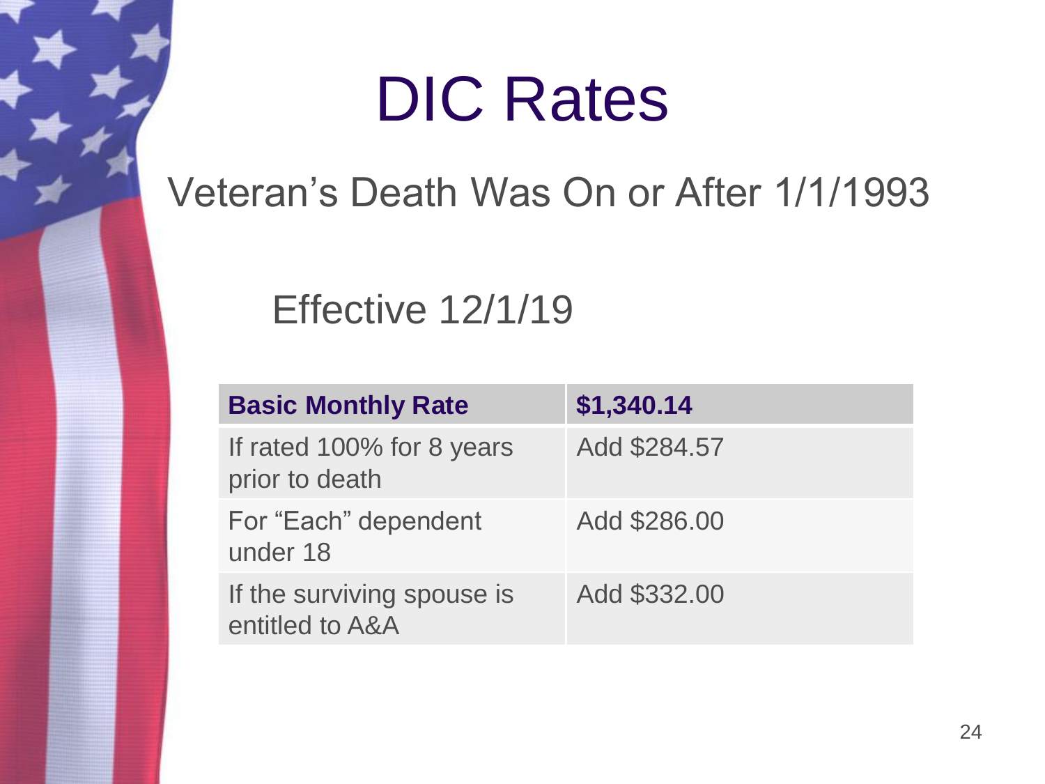# DIC Rates

## Veteran's Death Was On or After 1/1/1993

### Effective 12/1/19

| **Basic Monthly Rate** | **$1,340.14** |
| --- | --- |
| If rated 100% for 8 years prior to death | Add $284.57 |
| For "Each" dependent under 18 | Add $286.00 |
| If the surviving spouse is entitled to A&A | Add $332.00 |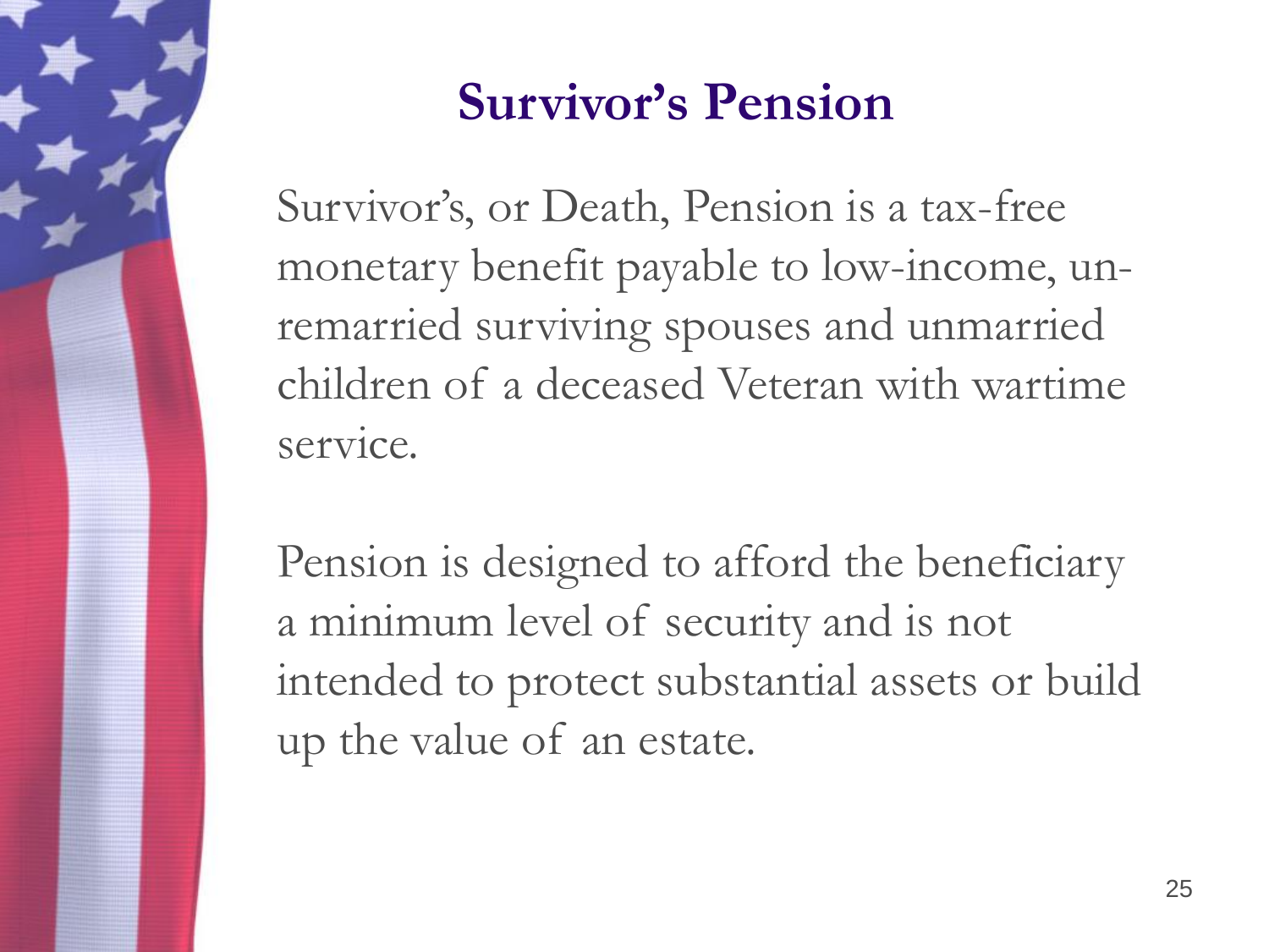# Survivor's Pension

Survivor's, or Death, Pension is a tax-free monetary benefit payable to low-income, un-remarried surviving spouses and unmarried children of a deceased Veteran with wartime service.

Pension is designed to afford the beneficiary a minimum level of security and is not intended to protect substantial assets or build up the value of an estate.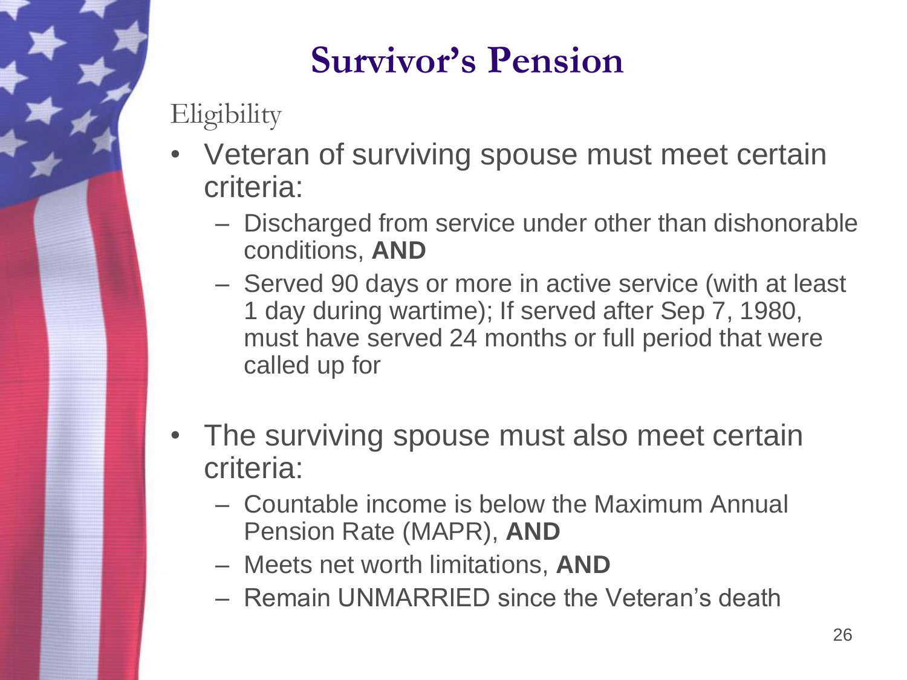# Survivor's Pension

## Eligibility

- Veteran of surviving spouse must meet certain criteria:
  - Discharged from service under other than dishonorable conditions, **AND**
  - Served 90 days or more in active service (with at least 1 day during wartime); If served after Sep 7, 1980, must have served 24 months or full period that were called up for
- The surviving spouse must also meet certain criteria:
  - Countable income is below the Maximum Annual Pension Rate (MAPR), **AND**
  - Meets net worth limitations, **AND**
  - Remain UNMARRIED since the Veteran's death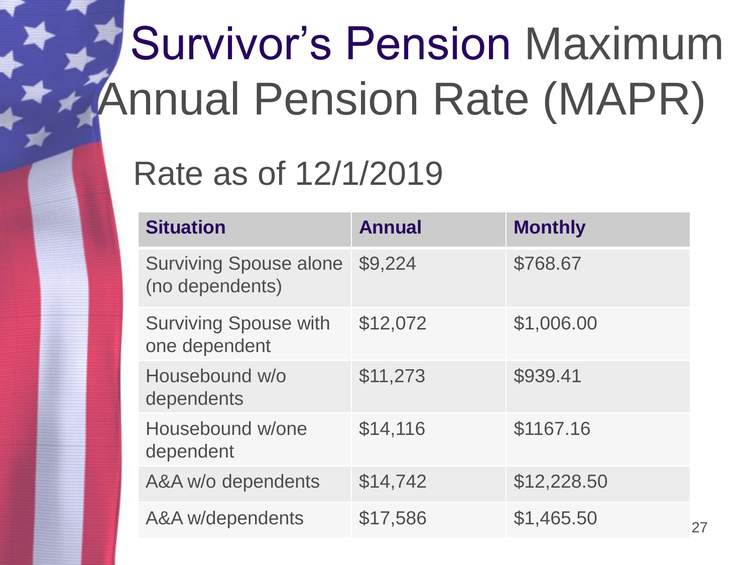# Survivor's Pension Maximum Annual Pension Rate (MAPR)

## Rate as of 12/1/2019

| Situation | Annual | Monthly |
| --- | --- | --- |
| Surviving Spouse alone (no dependents) | $9,224 | $768.67 |
| Surviving Spouse with one dependent | $12,072 | $1,006.00 |
| Housebound w/o dependents | $11,273 | $939.41 |
| Housebound w/one dependent | $14,116 | $1167.16 |
| A&A w/o dependents | $14,742 | $12,228.50 |
| A&A w/dependents | $17,586 | $1,465.50 |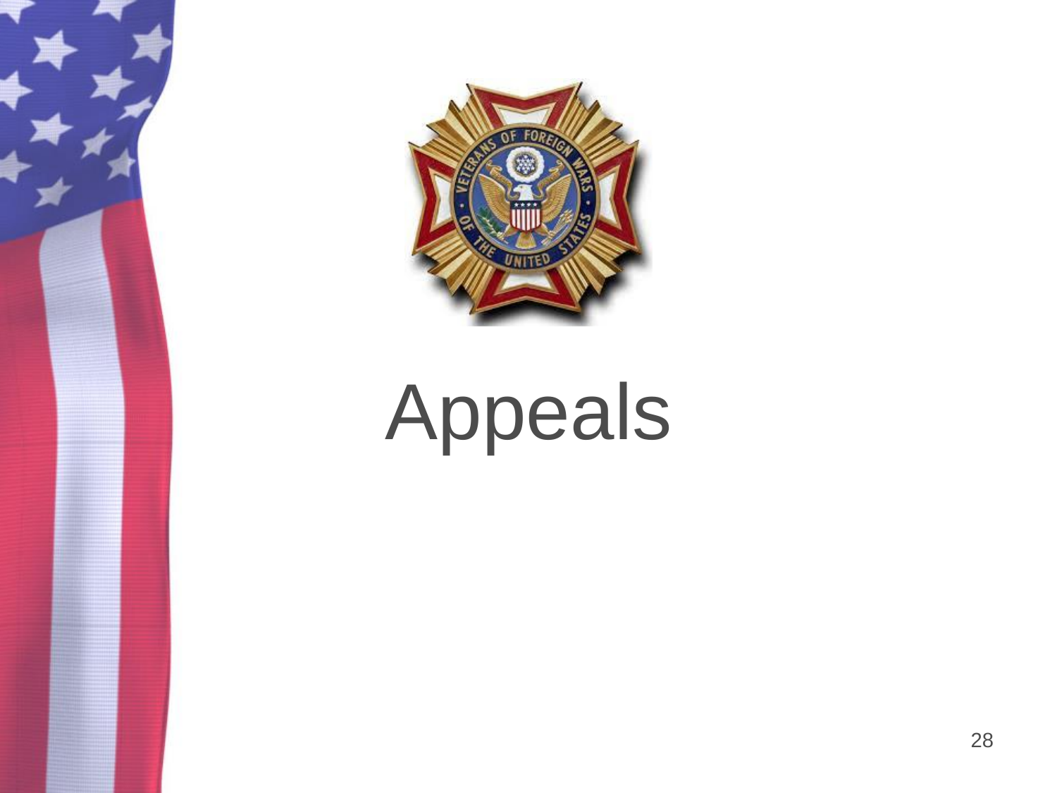# Appeals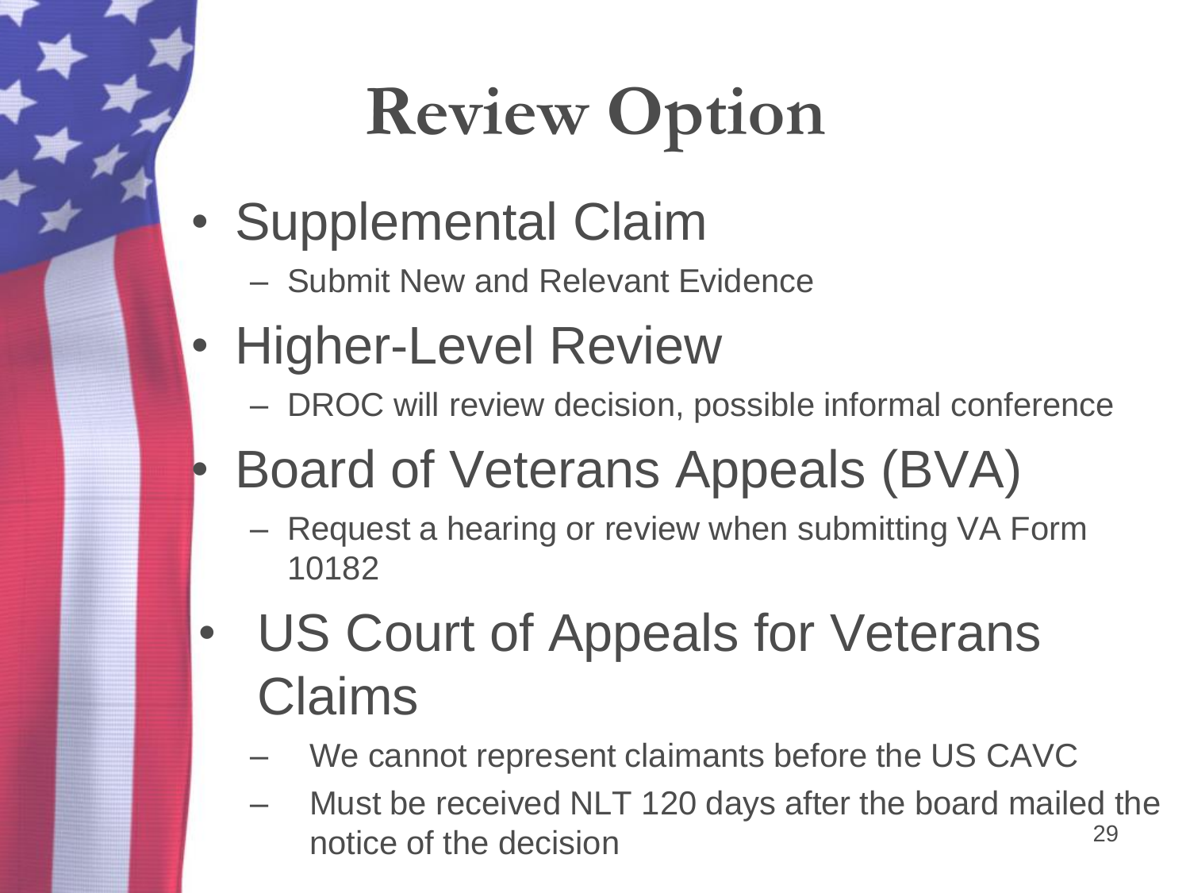# Review Option

- Supplemental Claim
  - Submit New and Relevant Evidence
- Higher-Level Review
  - DROC will review decision, possible informal conference
- Board of Veterans Appeals (BVA)
  - Request a hearing or review when submitting VA Form 10182
- US Court of Appeals for Veterans Claims
  - We cannot represent claimants before the US CAVC
  - Must be received NLT 120 days after the board mailed the notice of the decision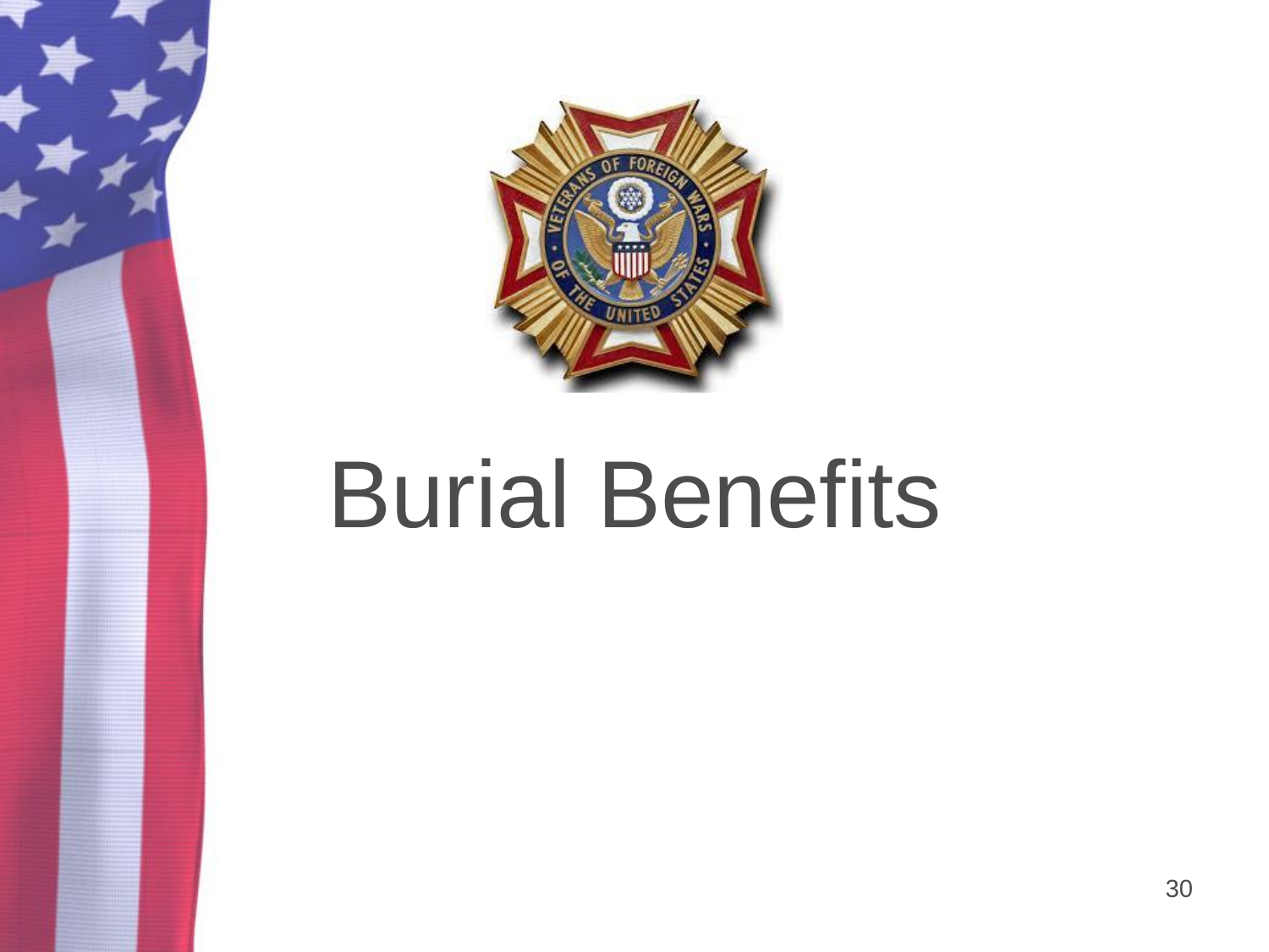# Burial Benefits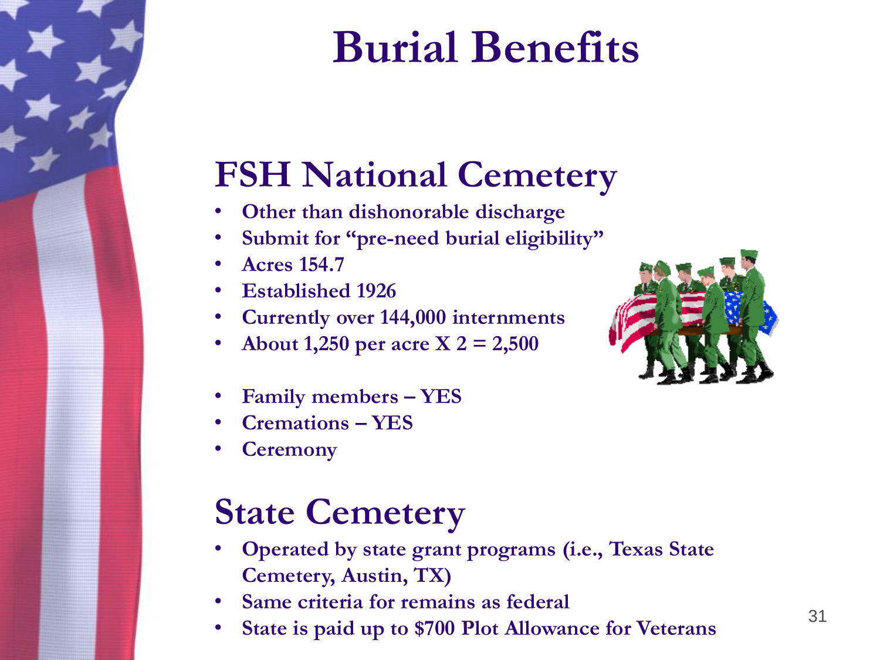# Burial Benefits

## FSH National Cemetery

- Other than dishonorable discharge
- Submit for "pre-need burial eligibility"
- Acres 154.7
- Established 1926
- Currently over 144,000 internments
- About 1,250 per acre X 2 = 2,500

- Family members – YES
- Cremations – YES
- Ceremony

## State Cemetery

- Operated by state grant programs (i.e., Texas State Cemetery, Austin, TX)
- Same criteria for remains as federal
- State is paid up to $700 Plot Allowance for Veterans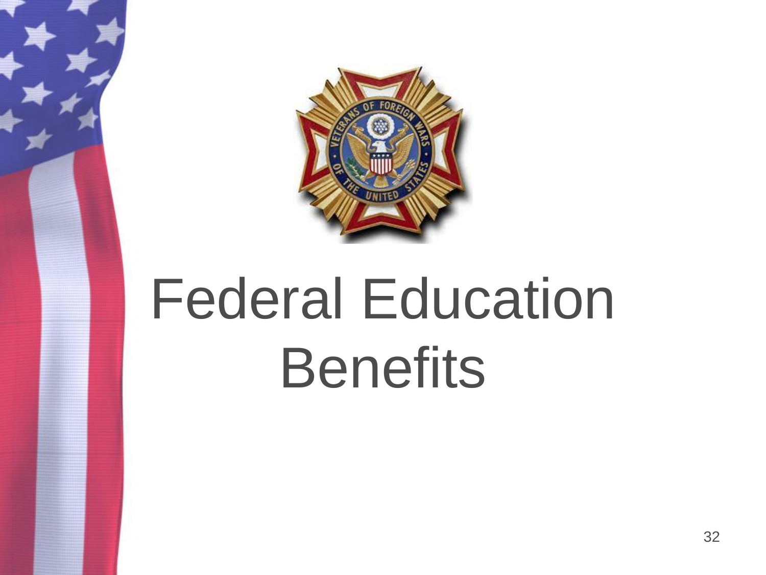# Federal Education Benefits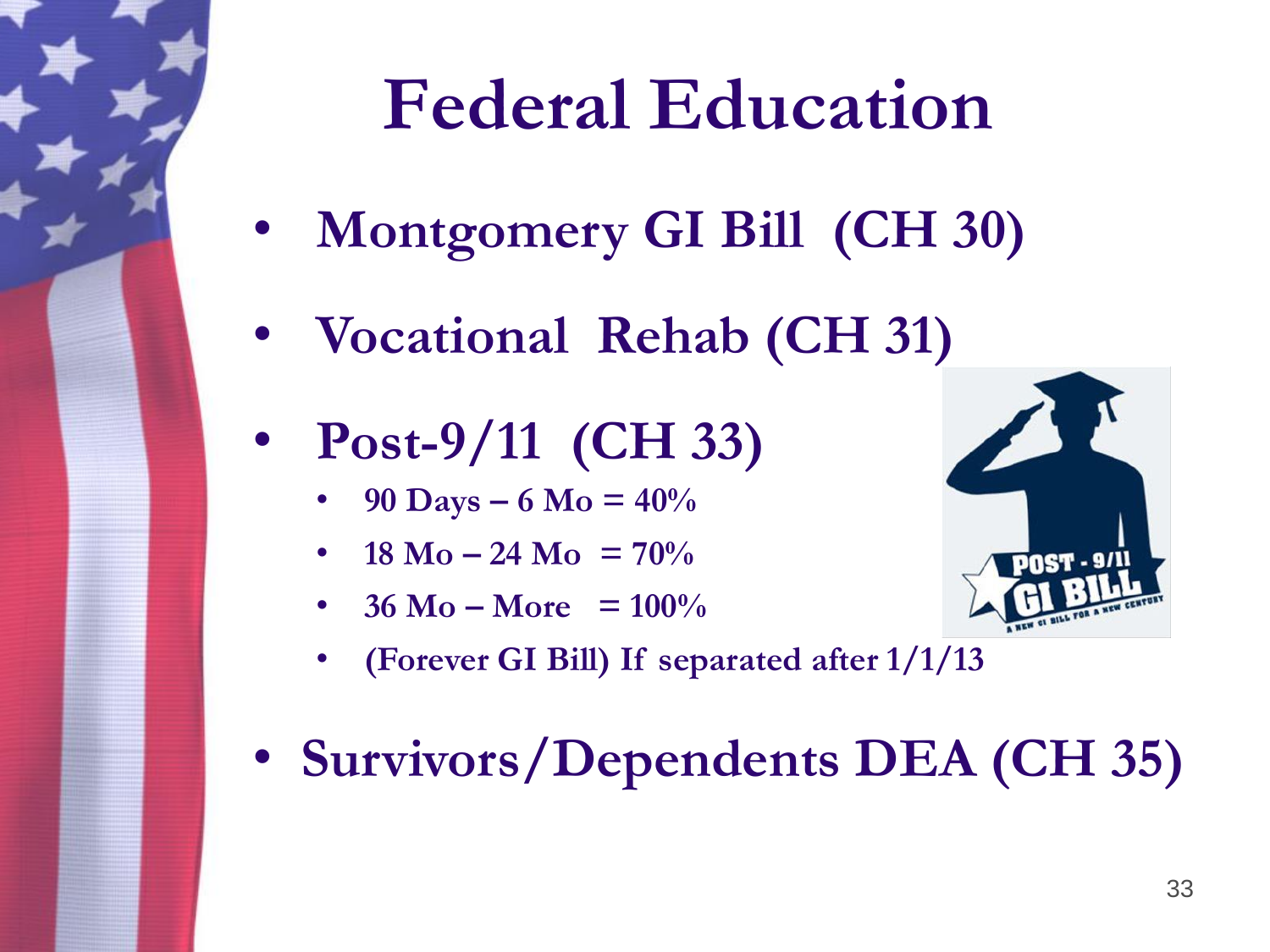# Federal Education

- **Montgomery GI Bill (CH 30)**
- **Vocational Rehab (CH 31)**
- **Post-9/11 (CH 33)**
  - **90 Days – 6 Mo = 40%**
  - **18 Mo – 24 Mo = 70%**
  - **36 Mo – More = 100%**
  - **(Forever GI Bill) If separated after 1/1/13**
- **Survivors/Dependents DEA (CH 35)**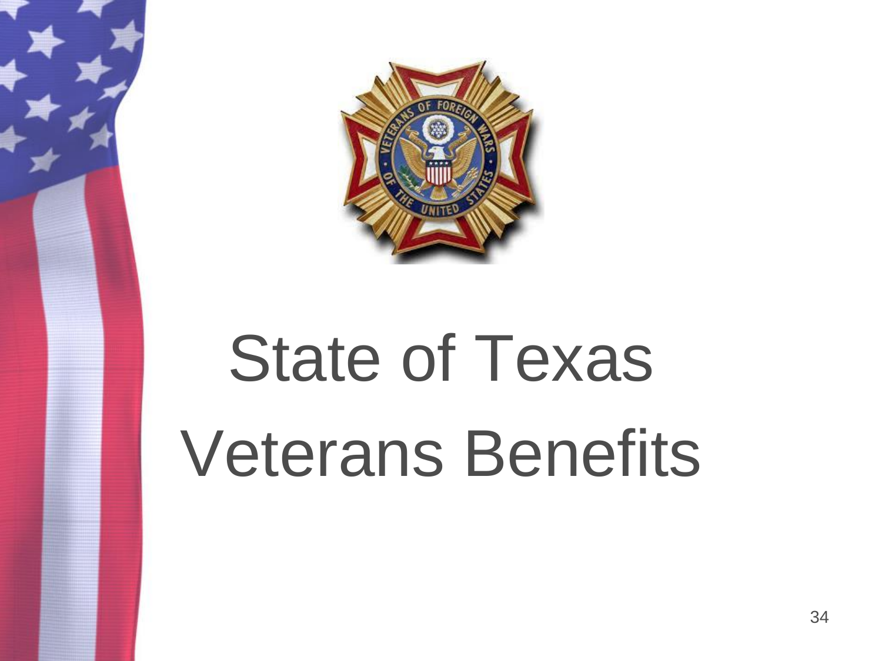# State of Texas Veterans Benefits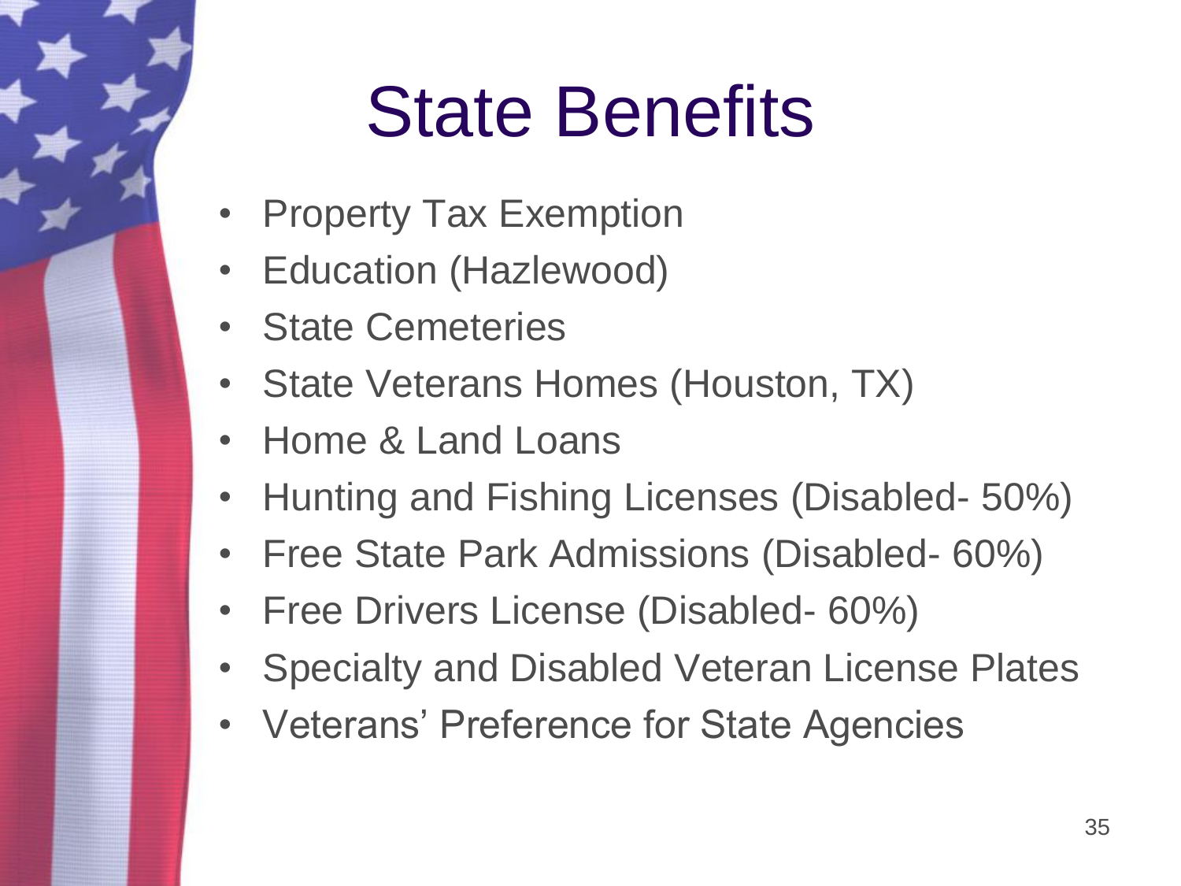# State Benefits

- Property Tax Exemption
- Education (Hazlewood)
- State Cemeteries
- State Veterans Homes (Houston, TX)
- Home & Land Loans
- Hunting and Fishing Licenses (Disabled- 50%)
- Free State Park Admissions (Disabled- 60%)
- Free Drivers License (Disabled- 60%)
- Specialty and Disabled Veteran License Plates
- Veterans' Preference for State Agencies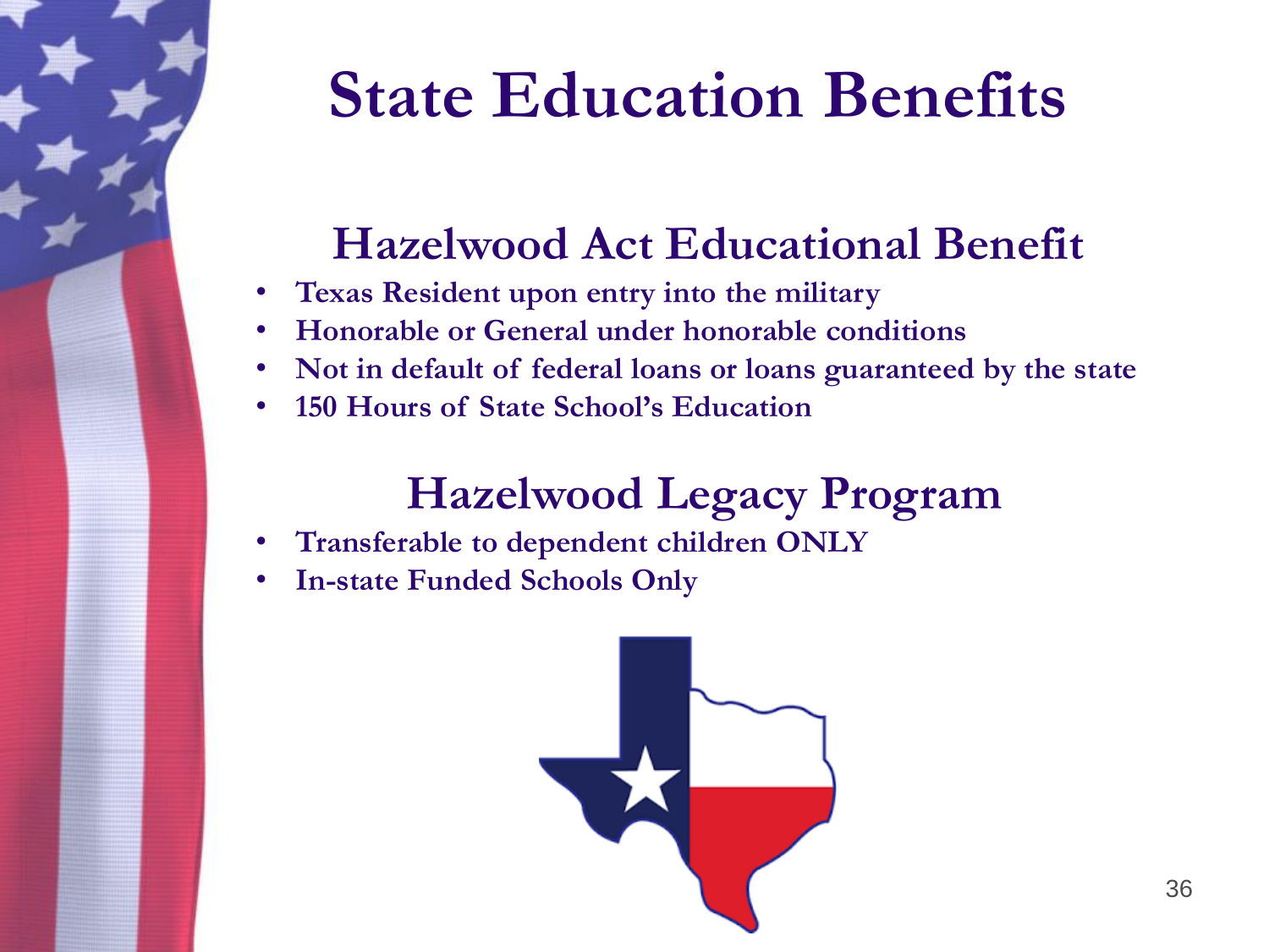# State Education Benefits

## Hazelwood Act Educational Benefit

- Texas Resident upon entry into the military
- Honorable or General under honorable conditions
- Not in default of federal loans or loans guaranteed by the state
- 150 Hours of State School's Education

## Hazelwood Legacy Program

- Transferable to dependent children ONLY
- In-state Funded Schools Only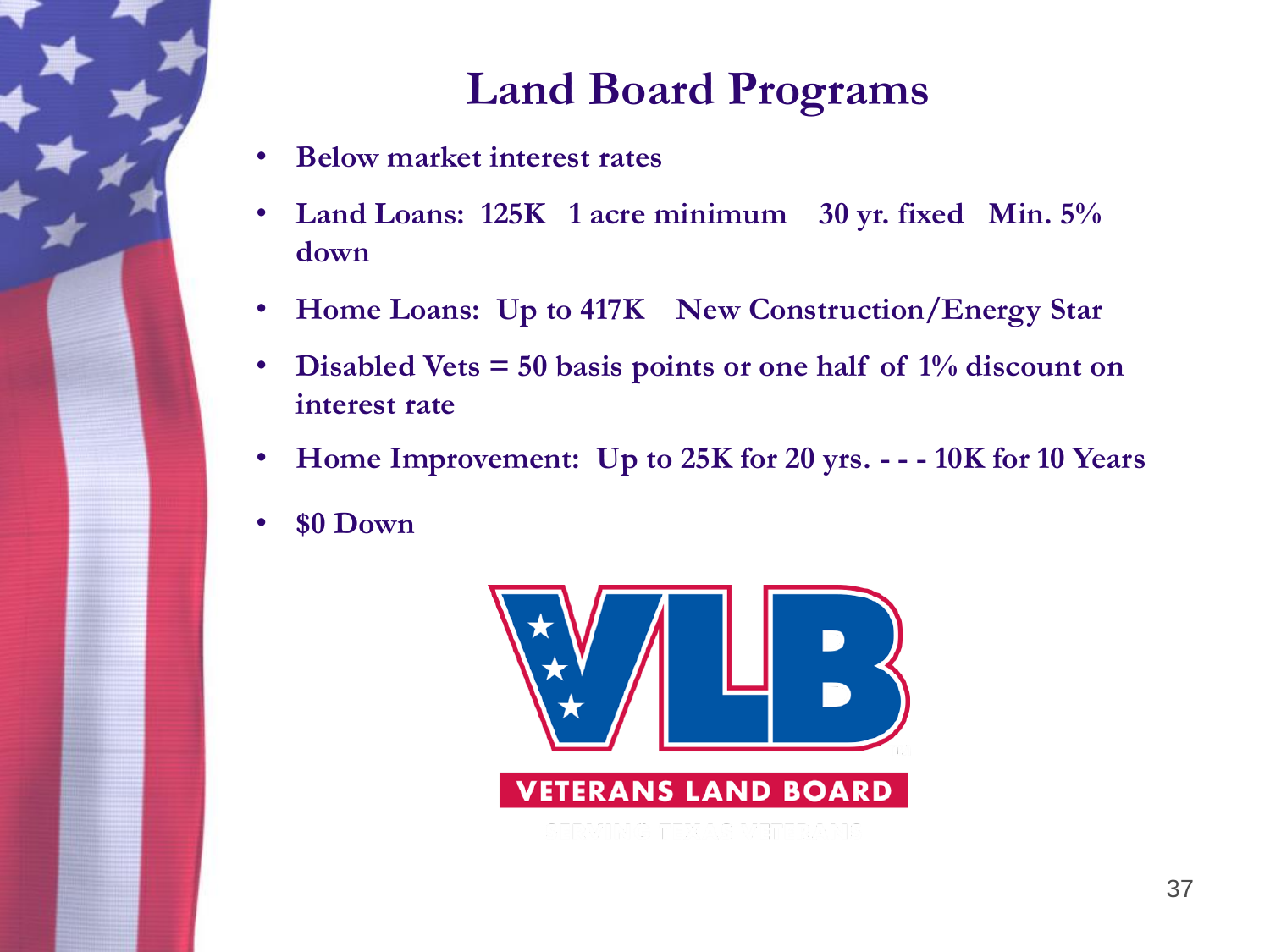# Land Board Programs

- **Below market interest rates**
- **Land Loans: 125K 1 acre minimum 30 yr. fixed Min. 5% down**
- **Home Loans: Up to 417K New Construction/Energy Star**
- **Disabled Vets = 50 basis points or one half of 1% discount on interest rate**
- **Home Improvement: Up to 25K for 20 yrs. - - - 10K for 10 Years**
- **$0 Down**

VLB

VETERANS LAND BOARD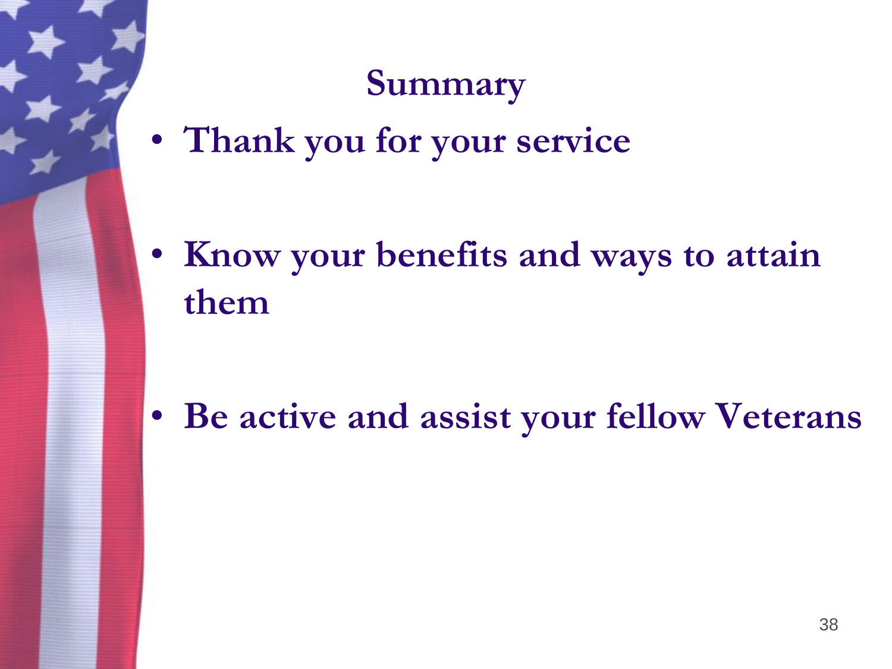# Summary

- Thank you for your service
- Know your benefits and ways to attain them
- Be active and assist your fellow Veterans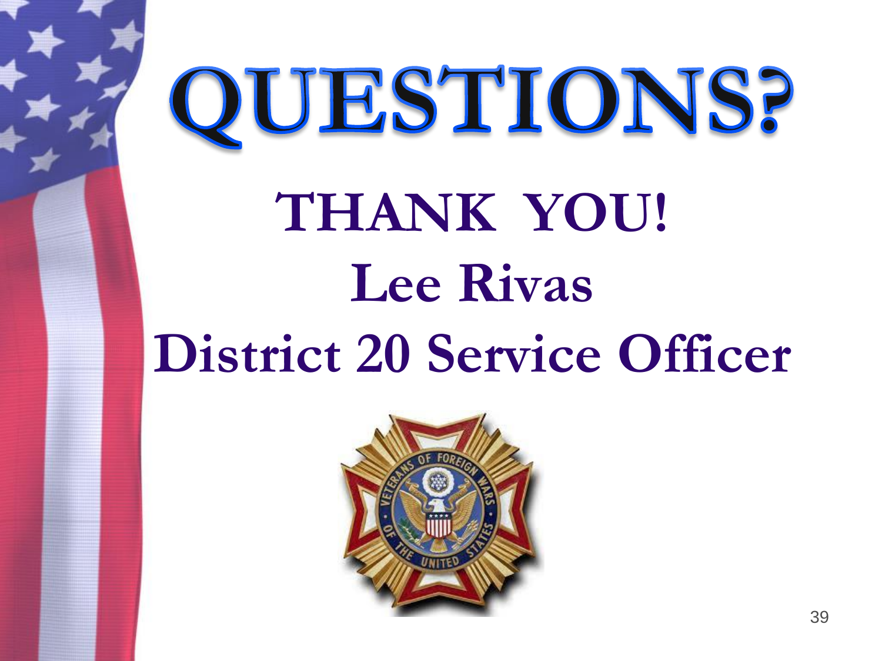# QUESTIONS?

## THANK YOU!

## Lee Rivas

## District 20 Service Officer